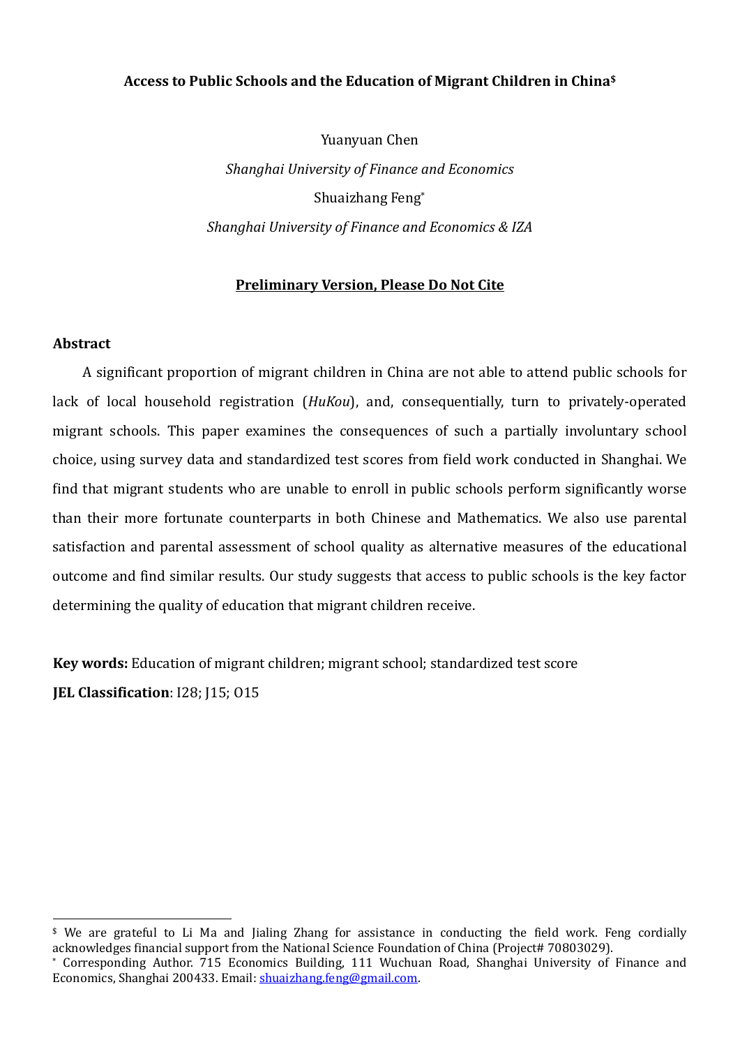# Access to Public Schools and the Education of Migrant Children in China[$]

Yuanyuan Chen

*Shanghai University of Finance and Economics*

Shuaizhang Feng[*]

*Shanghai University of Finance and Economics & IZA*

**Preliminary Version, Please Do Not Cite**

## Abstract

A significant proportion of migrant children in China are not able to attend public schools for lack of local household registration (*HuKou*), and, consequentially, turn to privately-operated migrant schools. This paper examines the consequences of such a partially involuntary school choice, using survey data and standardized test scores from field work conducted in Shanghai. We find that migrant students who are unable to enroll in public schools perform significantly worse than their more fortunate counterparts in both Chinese and Mathematics. We also use parental satisfaction and parental assessment of school quality as alternative measures of the educational outcome and find similar results. Our study suggests that access to public schools is the key factor determining the quality of education that migrant children receive.

**Key words:** Education of migrant children; migrant school; standardized test score

**JEL Classification**: I28; J15; O15

---

[$] We are grateful to Li Ma and Jialing Zhang for assistance in conducting the field work. Feng cordially acknowledges financial support from the National Science Foundation of China (Project# 70803029).

[*] Corresponding Author. 715 Economics Building, 111 Wuchuan Road, Shanghai University of Finance and Economics, Shanghai 200433. Email: shuaizhang.feng@gmail.com.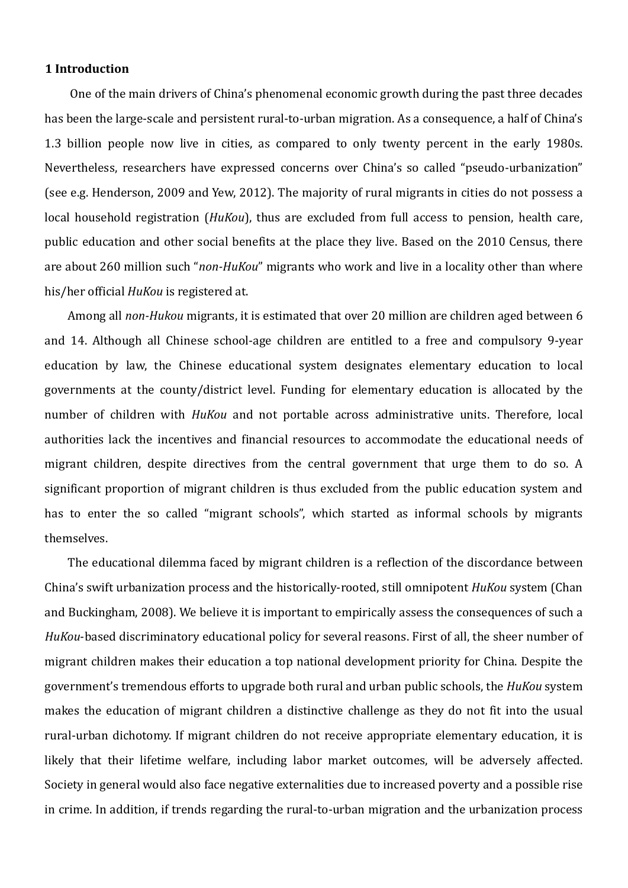## 1 Introduction

One of the main drivers of China's phenomenal economic growth during the past three decades has been the large-scale and persistent rural-to-urban migration. As a consequence, a half of China's 1.3 billion people now live in cities, as compared to only twenty percent in the early 1980s. Nevertheless, researchers have expressed concerns over China's so called "pseudo-urbanization" (see e.g. Henderson, 2009 and Yew, 2012). The majority of rural migrants in cities do not possess a local household registration (*HuKou*), thus are excluded from full access to pension, health care, public education and other social benefits at the place they live. Based on the 2010 Census, there are about 260 million such "*non-HuKou*" migrants who work and live in a locality other than where his/her official *HuKou* is registered at.

Among all *non-Hukou* migrants, it is estimated that over 20 million are children aged between 6 and 14. Although all Chinese school-age children are entitled to a free and compulsory 9-year education by law, the Chinese educational system designates elementary education to local governments at the county/district level. Funding for elementary education is allocated by the number of children with *HuKou* and not portable across administrative units. Therefore, local authorities lack the incentives and financial resources to accommodate the educational needs of migrant children, despite directives from the central government that urge them to do so. A significant proportion of migrant children is thus excluded from the public education system and has to enter the so called "migrant schools", which started as informal schools by migrants themselves.

The educational dilemma faced by migrant children is a reflection of the discordance between China's swift urbanization process and the historically-rooted, still omnipotent *HuKou* system (Chan and Buckingham, 2008). We believe it is important to empirically assess the consequences of such a *HuKou*-based discriminatory educational policy for several reasons. First of all, the sheer number of migrant children makes their education a top national development priority for China. Despite the government's tremendous efforts to upgrade both rural and urban public schools, the *HuKou* system makes the education of migrant children a distinctive challenge as they do not fit into the usual rural-urban dichotomy. If migrant children do not receive appropriate elementary education, it is likely that their lifetime welfare, including labor market outcomes, will be adversely affected. Society in general would also face negative externalities due to increased poverty and a possible rise in crime. In addition, if trends regarding the rural-to-urban migration and the urbanization process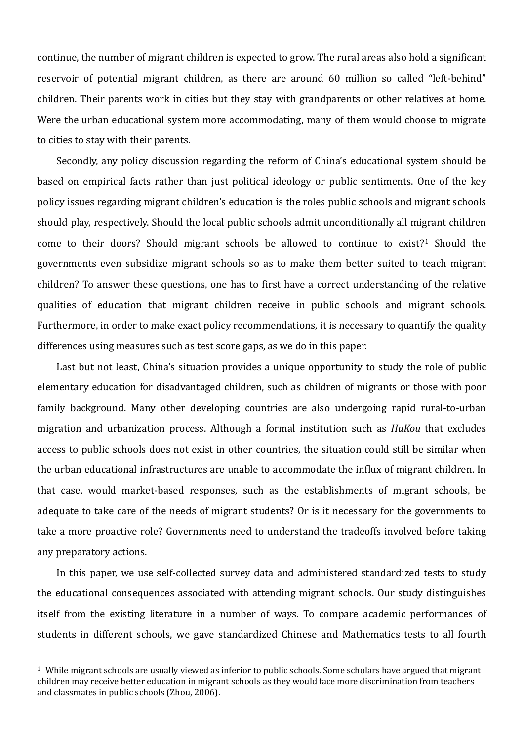continue, the number of migrant children is expected to grow. The rural areas also hold a significant reservoir of potential migrant children, as there are around 60 million so called "left-behind" children. Their parents work in cities but they stay with grandparents or other relatives at home. Were the urban educational system more accommodating, many of them would choose to migrate to cities to stay with their parents.

Secondly, any policy discussion regarding the reform of China's educational system should be based on empirical facts rather than just political ideology or public sentiments. One of the key policy issues regarding migrant children's education is the roles public schools and migrant schools should play, respectively. Should the local public schools admit unconditionally all migrant children come to their doors? Should migrant schools be allowed to continue to exist?[1] Should the governments even subsidize migrant schools so as to make them better suited to teach migrant children? To answer these questions, one has to first have a correct understanding of the relative qualities of education that migrant children receive in public schools and migrant schools. Furthermore, in order to make exact policy recommendations, it is necessary to quantify the quality differences using measures such as test score gaps, as we do in this paper.

Last but not least, China's situation provides a unique opportunity to study the role of public elementary education for disadvantaged children, such as children of migrants or those with poor family background. Many other developing countries are also undergoing rapid rural-to-urban migration and urbanization process. Although a formal institution such as *HuKou* that excludes access to public schools does not exist in other countries, the situation could still be similar when the urban educational infrastructures are unable to accommodate the influx of migrant children. In that case, would market-based responses, such as the establishments of migrant schools, be adequate to take care of the needs of migrant students? Or is it necessary for the governments to take a more proactive role? Governments need to understand the tradeoffs involved before taking any preparatory actions.

In this paper, we use self-collected survey data and administered standardized tests to study the educational consequences associated with attending migrant schools. Our study distinguishes itself from the existing literature in a number of ways. To compare academic performances of students in different schools, we gave standardized Chinese and Mathematics tests to all fourth

[1] While migrant schools are usually viewed as inferior to public schools. Some scholars have argued that migrant children may receive better education in migrant schools as they would face more discrimination from teachers and classmates in public schools (Zhou, 2006).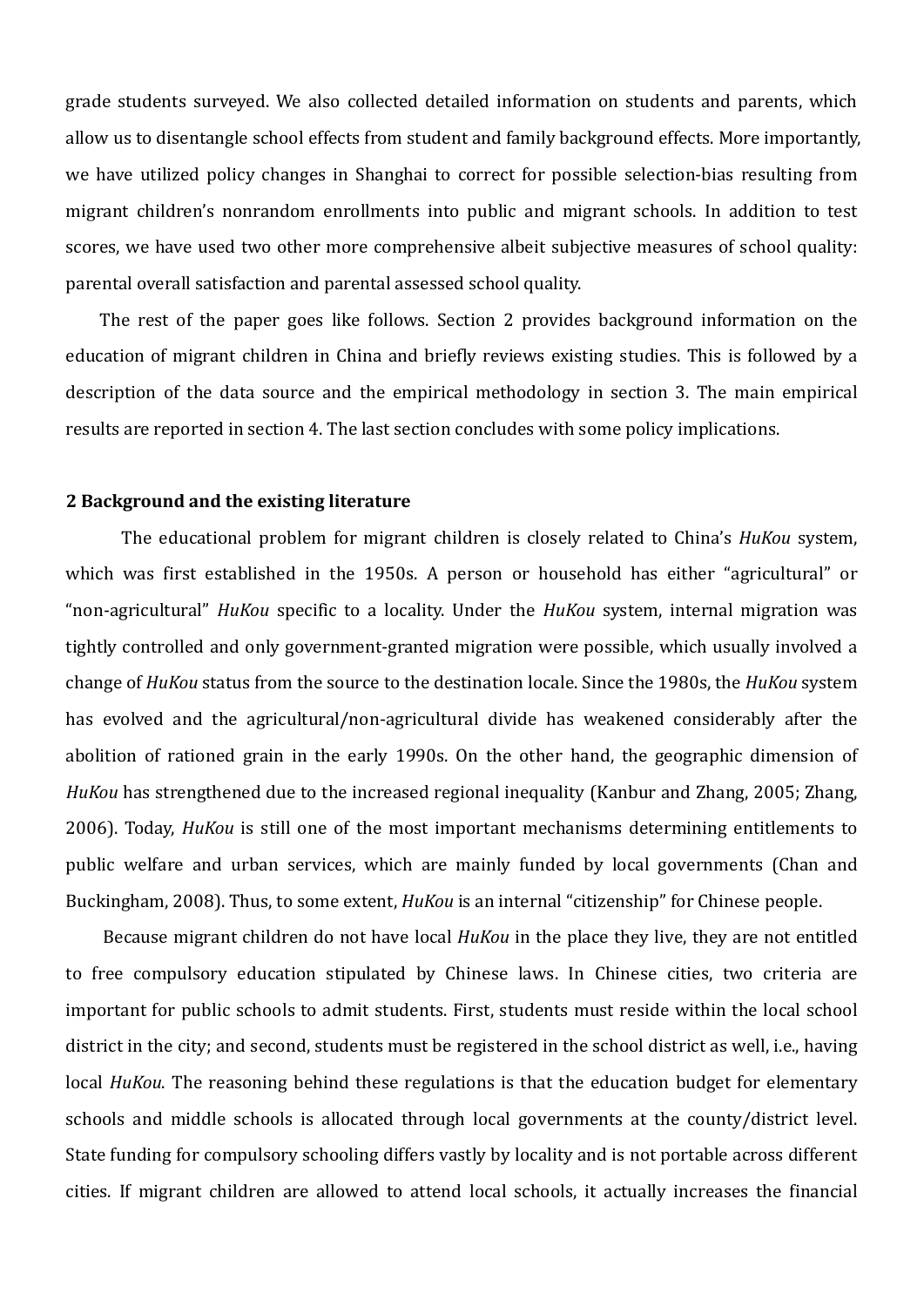grade students surveyed. We also collected detailed information on students and parents, which allow us to disentangle school effects from student and family background effects. More importantly, we have utilized policy changes in Shanghai to correct for possible selection-bias resulting from migrant children's nonrandom enrollments into public and migrant schools. In addition to test scores, we have used two other more comprehensive albeit subjective measures of school quality: parental overall satisfaction and parental assessed school quality.

The rest of the paper goes like follows. Section 2 provides background information on the education of migrant children in China and briefly reviews existing studies. This is followed by a description of the data source and the empirical methodology in section 3. The main empirical results are reported in section 4. The last section concludes with some policy implications.

## 2 Background and the existing literature

The educational problem for migrant children is closely related to China's *HuKou* system, which was first established in the 1950s. A person or household has either "agricultural" or "non-agricultural" *HuKou* specific to a locality. Under the *HuKou* system, internal migration was tightly controlled and only government-granted migration were possible, which usually involved a change of *HuKou* status from the source to the destination locale. Since the 1980s, the *HuKou* system has evolved and the agricultural/non-agricultural divide has weakened considerably after the abolition of rationed grain in the early 1990s. On the other hand, the geographic dimension of *HuKou* has strengthened due to the increased regional inequality (Kanbur and Zhang, 2005; Zhang, 2006). Today, *HuKou* is still one of the most important mechanisms determining entitlements to public welfare and urban services, which are mainly funded by local governments (Chan and Buckingham, 2008). Thus, to some extent, *HuKou* is an internal "citizenship" for Chinese people.

Because migrant children do not have local *HuKou* in the place they live, they are not entitled to free compulsory education stipulated by Chinese laws. In Chinese cities, two criteria are important for public schools to admit students. First, students must reside within the local school district in the city; and second, students must be registered in the school district as well, i.e., having local *HuKou*. The reasoning behind these regulations is that the education budget for elementary schools and middle schools is allocated through local governments at the county/district level. State funding for compulsory schooling differs vastly by locality and is not portable across different cities. If migrant children are allowed to attend local schools, it actually increases the financial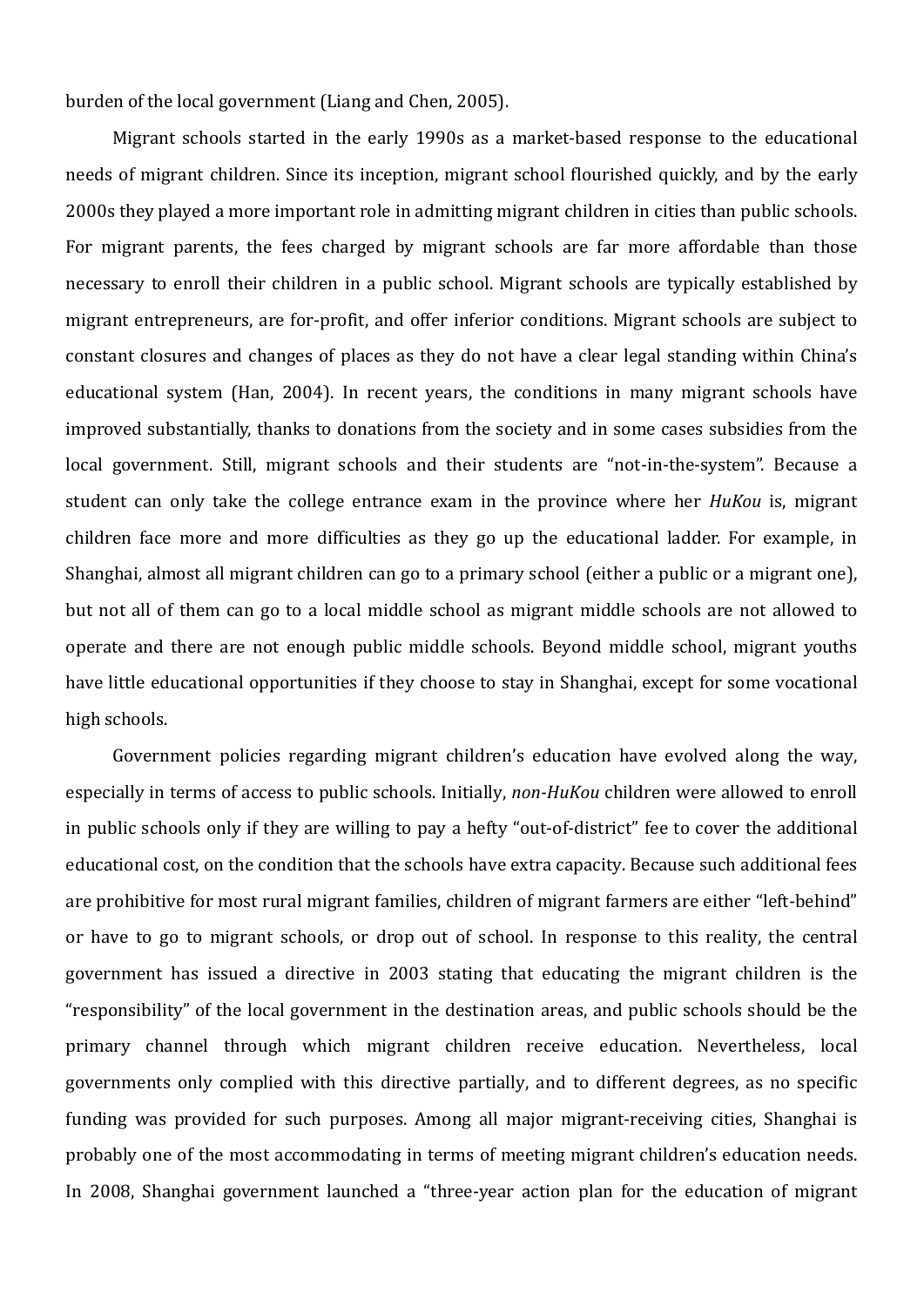burden of the local government (Liang and Chen, 2005).

Migrant schools started in the early 1990s as a market-based response to the educational needs of migrant children. Since its inception, migrant school flourished quickly, and by the early 2000s they played a more important role in admitting migrant children in cities than public schools. For migrant parents, the fees charged by migrant schools are far more affordable than those necessary to enroll their children in a public school. Migrant schools are typically established by migrant entrepreneurs, are for-profit, and offer inferior conditions. Migrant schools are subject to constant closures and changes of places as they do not have a clear legal standing within China's educational system (Han, 2004). In recent years, the conditions in many migrant schools have improved substantially, thanks to donations from the society and in some cases subsidies from the local government. Still, migrant schools and their students are "not-in-the-system". Because a student can only take the college entrance exam in the province where her *HuKou* is, migrant children face more and more difficulties as they go up the educational ladder. For example, in Shanghai, almost all migrant children can go to a primary school (either a public or a migrant one), but not all of them can go to a local middle school as migrant middle schools are not allowed to operate and there are not enough public middle schools. Beyond middle school, migrant youths have little educational opportunities if they choose to stay in Shanghai, except for some vocational high schools.

Government policies regarding migrant children's education have evolved along the way, especially in terms of access to public schools. Initially, *non-HuKou* children were allowed to enroll in public schools only if they are willing to pay a hefty "out-of-district" fee to cover the additional educational cost, on the condition that the schools have extra capacity. Because such additional fees are prohibitive for most rural migrant families, children of migrant farmers are either "left-behind" or have to go to migrant schools, or drop out of school. In response to this reality, the central government has issued a directive in 2003 stating that educating the migrant children is the "responsibility" of the local government in the destination areas, and public schools should be the primary channel through which migrant children receive education. Nevertheless, local governments only complied with this directive partially, and to different degrees, as no specific funding was provided for such purposes. Among all major migrant-receiving cities, Shanghai is probably one of the most accommodating in terms of meeting migrant children's education needs. In 2008, Shanghai government launched a "three-year action plan for the education of migrant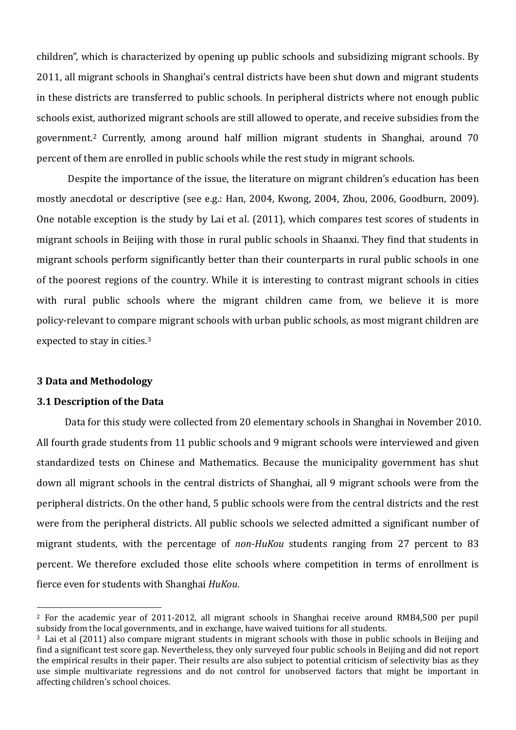children", which is characterized by opening up public schools and subsidizing migrant schools. By 2011, all migrant schools in Shanghai's central districts have been shut down and migrant students in these districts are transferred to public schools. In peripheral districts where not enough public schools exist, authorized migrant schools are still allowed to operate, and receive subsidies from the government.[2] Currently, among around half million migrant students in Shanghai, around 70 percent of them are enrolled in public schools while the rest study in migrant schools.

Despite the importance of the issue, the literature on migrant children's education has been mostly anecdotal or descriptive (see e.g.: Han, 2004, Kwong, 2004, Zhou, 2006, Goodburn, 2009). One notable exception is the study by Lai et al. (2011), which compares test scores of students in migrant schools in Beijing with those in rural public schools in Shaanxi. They find that students in migrant schools perform significantly better than their counterparts in rural public schools in one of the poorest regions of the country. While it is interesting to contrast migrant schools in cities with rural public schools where the migrant children came from, we believe it is more policy-relevant to compare migrant schools with urban public schools, as most migrant children are expected to stay in cities.[3]

## 3 Data and Methodology

### 3.1 Description of the Data

Data for this study were collected from 20 elementary schools in Shanghai in November 2010. All fourth grade students from 11 public schools and 9 migrant schools were interviewed and given standardized tests on Chinese and Mathematics. Because the municipality government has shut down all migrant schools in the central districts of Shanghai, all 9 migrant schools were from the peripheral districts. On the other hand, 5 public schools were from the central districts and the rest were from the peripheral districts. All public schools we selected admitted a significant number of migrant students, with the percentage of *non-HuKou* students ranging from 27 percent to 83 percent. We therefore excluded those elite schools where competition in terms of enrollment is fierce even for students with Shanghai *HuKou*.

---

[2] For the academic year of 2011-2012, all migrant schools in Shanghai receive around RMB4,500 per pupil subsidy from the local governments, and in exchange, have waived tuitions for all students.

[3] Lai et al (2011) also compare migrant students in migrant schools with those in public schools in Beijing and find a significant test score gap. Nevertheless, they only surveyed four public schools in Beijing and did not report the empirical results in their paper. Their results are also subject to potential criticism of selectivity bias as they use simple multivariate regressions and do not control for unobserved factors that might be important in affecting children's school choices.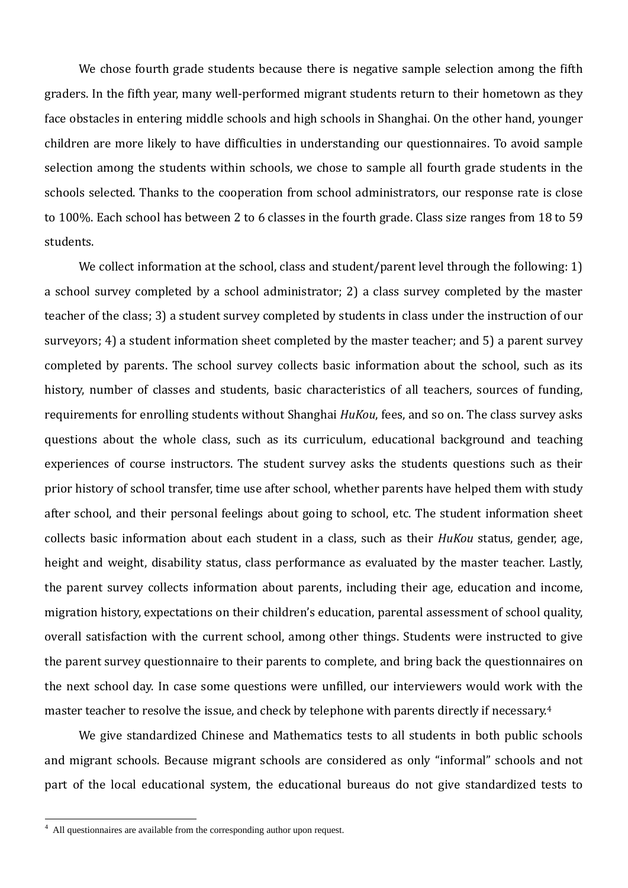We chose fourth grade students because there is negative sample selection among the fifth graders. In the fifth year, many well-performed migrant students return to their hometown as they face obstacles in entering middle schools and high schools in Shanghai. On the other hand, younger children are more likely to have difficulties in understanding our questionnaires. To avoid sample selection among the students within schools, we chose to sample all fourth grade students in the schools selected. Thanks to the cooperation from school administrators, our response rate is close to 100%. Each school has between 2 to 6 classes in the fourth grade. Class size ranges from 18 to 59 students.

We collect information at the school, class and student/parent level through the following: 1) a school survey completed by a school administrator; 2) a class survey completed by the master teacher of the class; 3) a student survey completed by students in class under the instruction of our surveyors; 4) a student information sheet completed by the master teacher; and 5) a parent survey completed by parents. The school survey collects basic information about the school, such as its history, number of classes and students, basic characteristics of all teachers, sources of funding, requirements for enrolling students without Shanghai *HuKou*, fees, and so on. The class survey asks questions about the whole class, such as its curriculum, educational background and teaching experiences of course instructors. The student survey asks the students questions such as their prior history of school transfer, time use after school, whether parents have helped them with study after school, and their personal feelings about going to school, etc. The student information sheet collects basic information about each student in a class, such as their *HuKou* status, gender, age, height and weight, disability status, class performance as evaluated by the master teacher. Lastly, the parent survey collects information about parents, including their age, education and income, migration history, expectations on their children's education, parental assessment of school quality, overall satisfaction with the current school, among other things. Students were instructed to give the parent survey questionnaire to their parents to complete, and bring back the questionnaires on the next school day. In case some questions were unfilled, our interviewers would work with the master teacher to resolve the issue, and check by telephone with parents directly if necessary.[4]

We give standardized Chinese and Mathematics tests to all students in both public schools and migrant schools. Because migrant schools are considered as only "informal" schools and not part of the local educational system, the educational bureaus do not give standardized tests to

[4] All questionnaires are available from the corresponding author upon request.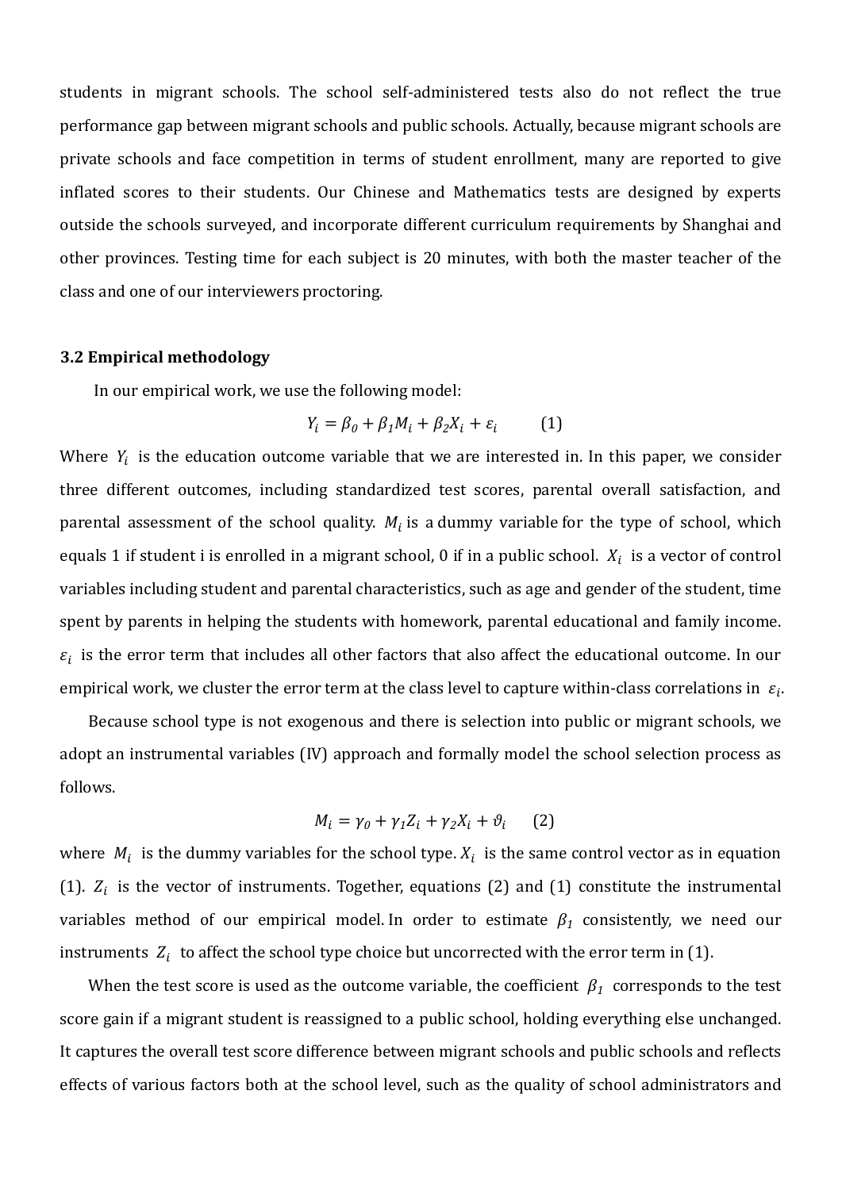students in migrant schools. The school self-administered tests also do not reflect the true performance gap between migrant schools and public schools. Actually, because migrant schools are private schools and face competition in terms of student enrollment, many are reported to give inflated scores to their students. Our Chinese and Mathematics tests are designed by experts outside the schools surveyed, and incorporate different curriculum requirements by Shanghai and other provinces. Testing time for each subject is 20 minutes, with both the master teacher of the class and one of our interviewers proctoring.

### 3.2 Empirical methodology

In our empirical work, we use the following model:

$$Y_i = \beta_0 + \beta_1 M_i + \beta_2 X_i + \varepsilon_i \qquad (1)$$

Where $Y_i$ is the education outcome variable that we are interested in. In this paper, we consider three different outcomes, including standardized test scores, parental overall satisfaction, and parental assessment of the school quality. $M_i$ is a dummy variable for the type of school, which equals 1 if student i is enrolled in a migrant school, 0 if in a public school. $X_i$ is a vector of control variables including student and parental characteristics, such as age and gender of the student, time spent by parents in helping the students with homework, parental educational and family income. $\varepsilon_i$ is the error term that includes all other factors that also affect the educational outcome. In our empirical work, we cluster the error term at the class level to capture within-class correlations in $\varepsilon_i$.

Because school type is not exogenous and there is selection into public or migrant schools, we adopt an instrumental variables (IV) approach and formally model the school selection process as follows.

$$M_i = \gamma_0 + \gamma_1 Z_i + \gamma_2 X_i + \vartheta_i \qquad (2)$$

where $M_i$ is the dummy variables for the school type. $X_i$ is the same control vector as in equation (1). $Z_i$ is the vector of instruments. Together, equations (2) and (1) constitute the instrumental variables method of our empirical model. In order to estimate $\beta_1$ consistently, we need our instruments $Z_i$ to affect the school type choice but uncorrected with the error term in (1).

When the test score is used as the outcome variable, the coefficient $\beta_1$ corresponds to the test score gain if a migrant student is reassigned to a public school, holding everything else unchanged. It captures the overall test score difference between migrant schools and public schools and reflects effects of various factors both at the school level, such as the quality of school administrators and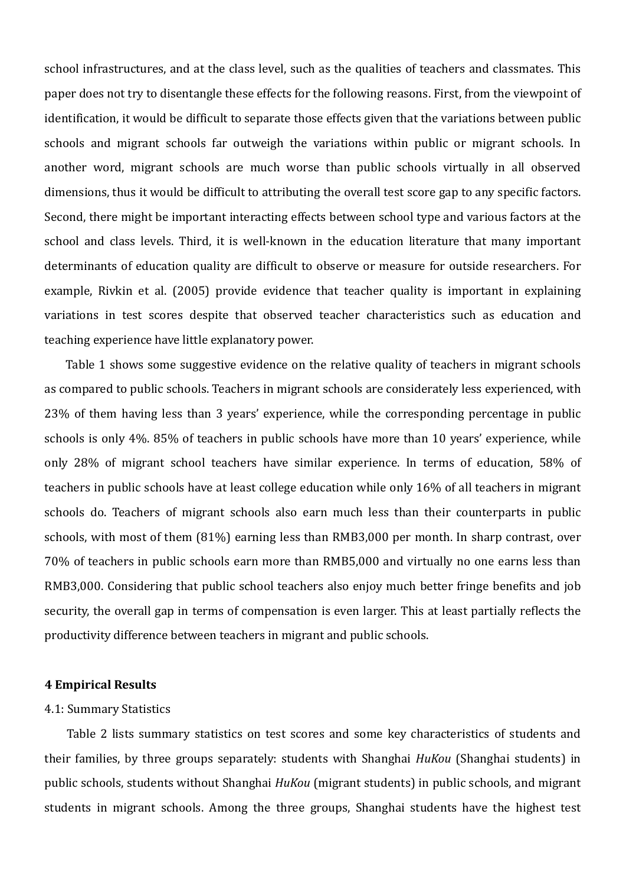school infrastructures, and at the class level, such as the qualities of teachers and classmates. This paper does not try to disentangle these effects for the following reasons. First, from the viewpoint of identification, it would be difficult to separate those effects given that the variations between public schools and migrant schools far outweigh the variations within public or migrant schools. In another word, migrant schools are much worse than public schools virtually in all observed dimensions, thus it would be difficult to attributing the overall test score gap to any specific factors. Second, there might be important interacting effects between school type and various factors at the school and class levels. Third, it is well-known in the education literature that many important determinants of education quality are difficult to observe or measure for outside researchers. For example, Rivkin et al. (2005) provide evidence that teacher quality is important in explaining variations in test scores despite that observed teacher characteristics such as education and teaching experience have little explanatory power.

Table 1 shows some suggestive evidence on the relative quality of teachers in migrant schools as compared to public schools. Teachers in migrant schools are considerately less experienced, with 23% of them having less than 3 years' experience, while the corresponding percentage in public schools is only 4%. 85% of teachers in public schools have more than 10 years' experience, while only 28% of migrant school teachers have similar experience. In terms of education, 58% of teachers in public schools have at least college education while only 16% of all teachers in migrant schools do. Teachers of migrant schools also earn much less than their counterparts in public schools, with most of them (81%) earning less than RMB3,000 per month. In sharp contrast, over 70% of teachers in public schools earn more than RMB5,000 and virtually no one earns less than RMB3,000. Considering that public school teachers also enjoy much better fringe benefits and job security, the overall gap in terms of compensation is even larger. This at least partially reflects the productivity difference between teachers in migrant and public schools.

## 4 Empirical Results

### 4.1: Summary Statistics

Table 2 lists summary statistics on test scores and some key characteristics of students and their families, by three groups separately: students with Shanghai *HuKou* (Shanghai students) in public schools, students without Shanghai *HuKou* (migrant students) in public schools, and migrant students in migrant schools. Among the three groups, Shanghai students have the highest test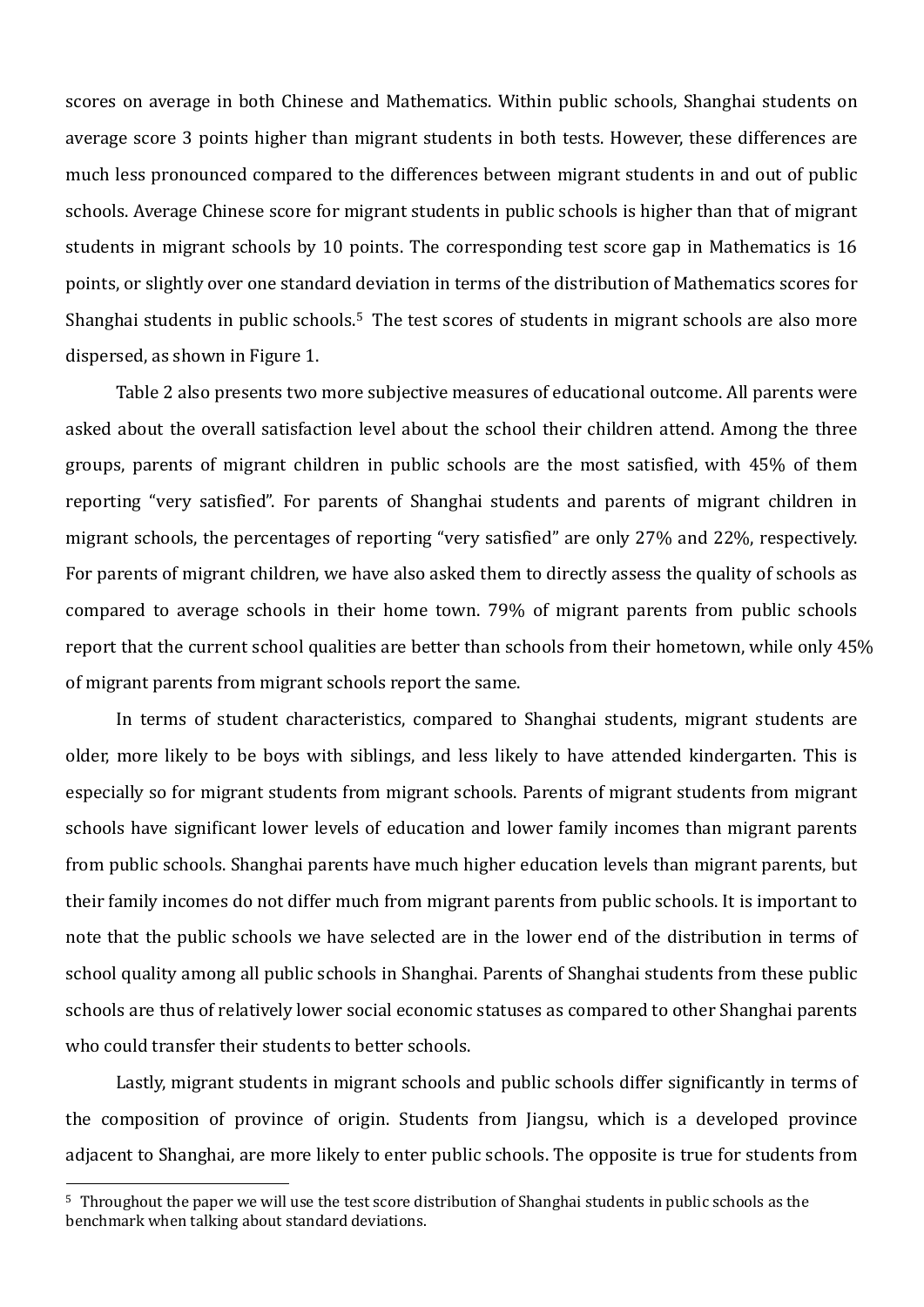scores on average in both Chinese and Mathematics. Within public schools, Shanghai students on average score 3 points higher than migrant students in both tests. However, these differences are much less pronounced compared to the differences between migrant students in and out of public schools. Average Chinese score for migrant students in public schools is higher than that of migrant students in migrant schools by 10 points. The corresponding test score gap in Mathematics is 16 points, or slightly over one standard deviation in terms of the distribution of Mathematics scores for Shanghai students in public schools.[5] The test scores of students in migrant schools are also more dispersed, as shown in Figure 1.

Table 2 also presents two more subjective measures of educational outcome. All parents were asked about the overall satisfaction level about the school their children attend. Among the three groups, parents of migrant children in public schools are the most satisfied, with 45% of them reporting "very satisfied". For parents of Shanghai students and parents of migrant children in migrant schools, the percentages of reporting "very satisfied" are only 27% and 22%, respectively. For parents of migrant children, we have also asked them to directly assess the quality of schools as compared to average schools in their home town. 79% of migrant parents from public schools report that the current school qualities are better than schools from their hometown, while only 45% of migrant parents from migrant schools report the same.

In terms of student characteristics, compared to Shanghai students, migrant students are older, more likely to be boys with siblings, and less likely to have attended kindergarten. This is especially so for migrant students from migrant schools. Parents of migrant students from migrant schools have significant lower levels of education and lower family incomes than migrant parents from public schools. Shanghai parents have much higher education levels than migrant parents, but their family incomes do not differ much from migrant parents from public schools. It is important to note that the public schools we have selected are in the lower end of the distribution in terms of school quality among all public schools in Shanghai. Parents of Shanghai students from these public schools are thus of relatively lower social economic statuses as compared to other Shanghai parents who could transfer their students to better schools.

Lastly, migrant students in migrant schools and public schools differ significantly in terms of the composition of province of origin. Students from Jiangsu, which is a developed province adjacent to Shanghai, are more likely to enter public schools. The opposite is true for students from

[5] Throughout the paper we will use the test score distribution of Shanghai students in public schools as the benchmark when talking about standard deviations.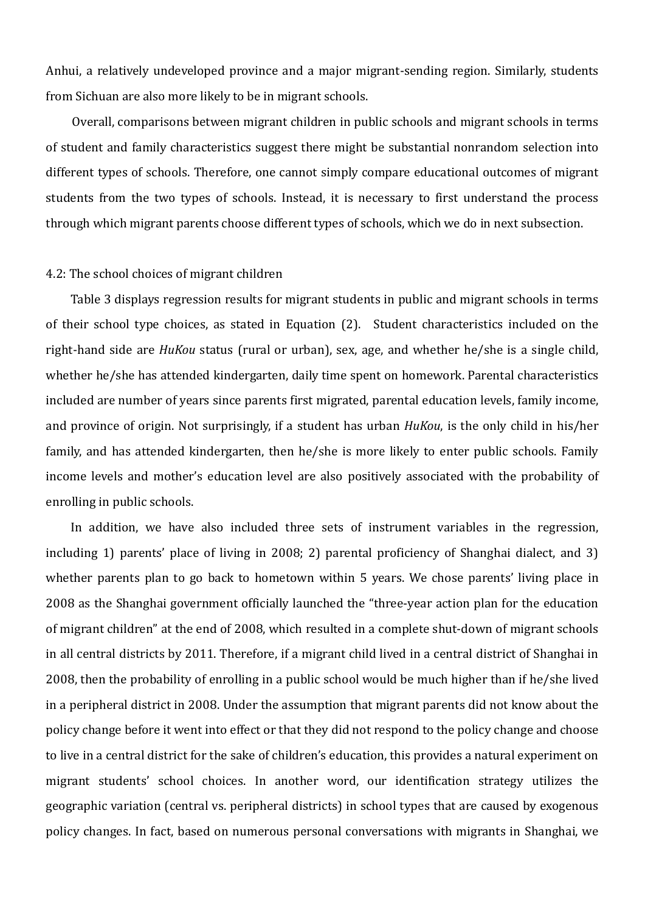Anhui, a relatively undeveloped province and a major migrant-sending region. Similarly, students from Sichuan are also more likely to be in migrant schools.

Overall, comparisons between migrant children in public schools and migrant schools in terms of student and family characteristics suggest there might be substantial nonrandom selection into different types of schools. Therefore, one cannot simply compare educational outcomes of migrant students from the two types of schools. Instead, it is necessary to first understand the process through which migrant parents choose different types of schools, which we do in next subsection.

### 4.2: The school choices of migrant children

Table 3 displays regression results for migrant students in public and migrant schools in terms of their school type choices, as stated in Equation (2). Student characteristics included on the right-hand side are *HuKou* status (rural or urban), sex, age, and whether he/she is a single child, whether he/she has attended kindergarten, daily time spent on homework. Parental characteristics included are number of years since parents first migrated, parental education levels, family income, and province of origin. Not surprisingly, if a student has urban *HuKou*, is the only child in his/her family, and has attended kindergarten, then he/she is more likely to enter public schools. Family income levels and mother's education level are also positively associated with the probability of enrolling in public schools.

In addition, we have also included three sets of instrument variables in the regression, including 1) parents' place of living in 2008; 2) parental proficiency of Shanghai dialect, and 3) whether parents plan to go back to hometown within 5 years. We chose parents' living place in 2008 as the Shanghai government officially launched the "three-year action plan for the education of migrant children" at the end of 2008, which resulted in a complete shut-down of migrant schools in all central districts by 2011. Therefore, if a migrant child lived in a central district of Shanghai in 2008, then the probability of enrolling in a public school would be much higher than if he/she lived in a peripheral district in 2008. Under the assumption that migrant parents did not know about the policy change before it went into effect or that they did not respond to the policy change and choose to live in a central district for the sake of children's education, this provides a natural experiment on migrant students' school choices. In another word, our identification strategy utilizes the geographic variation (central vs. peripheral districts) in school types that are caused by exogenous policy changes. In fact, based on numerous personal conversations with migrants in Shanghai, we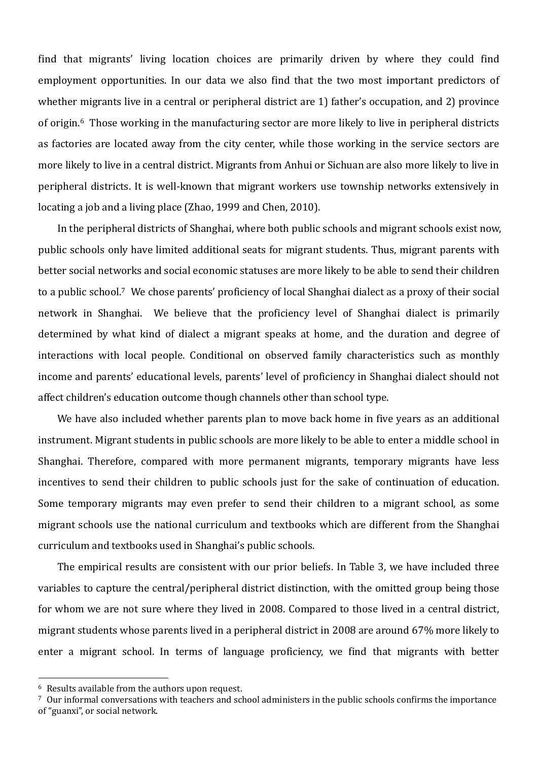find that migrants' living location choices are primarily driven by where they could find employment opportunities. In our data we also find that the two most important predictors of whether migrants live in a central or peripheral district are 1) father's occupation, and 2) province of origin.[6] Those working in the manufacturing sector are more likely to live in peripheral districts as factories are located away from the city center, while those working in the service sectors are more likely to live in a central district. Migrants from Anhui or Sichuan are also more likely to live in peripheral districts. It is well-known that migrant workers use township networks extensively in locating a job and a living place (Zhao, 1999 and Chen, 2010).

In the peripheral districts of Shanghai, where both public schools and migrant schools exist now, public schools only have limited additional seats for migrant students. Thus, migrant parents with better social networks and social economic statuses are more likely to be able to send their children to a public school.[7] We chose parents' proficiency of local Shanghai dialect as a proxy of their social network in Shanghai. We believe that the proficiency level of Shanghai dialect is primarily determined by what kind of dialect a migrant speaks at home, and the duration and degree of interactions with local people. Conditional on observed family characteristics such as monthly income and parents' educational levels, parents' level of proficiency in Shanghai dialect should not affect children's education outcome though channels other than school type.

We have also included whether parents plan to move back home in five years as an additional instrument. Migrant students in public schools are more likely to be able to enter a middle school in Shanghai. Therefore, compared with more permanent migrants, temporary migrants have less incentives to send their children to public schools just for the sake of continuation of education. Some temporary migrants may even prefer to send their children to a migrant school, as some migrant schools use the national curriculum and textbooks which are different from the Shanghai curriculum and textbooks used in Shanghai's public schools.

The empirical results are consistent with our prior beliefs. In Table 3, we have included three variables to capture the central/peripheral district distinction, with the omitted group being those for whom we are not sure where they lived in 2008. Compared to those lived in a central district, migrant students whose parents lived in a peripheral district in 2008 are around 67% more likely to enter a migrant school. In terms of language proficiency, we find that migrants with better

---

[6] Results available from the authors upon request.

[7] Our informal conversations with teachers and school administers in the public schools confirms the importance of "guanxi", or social network.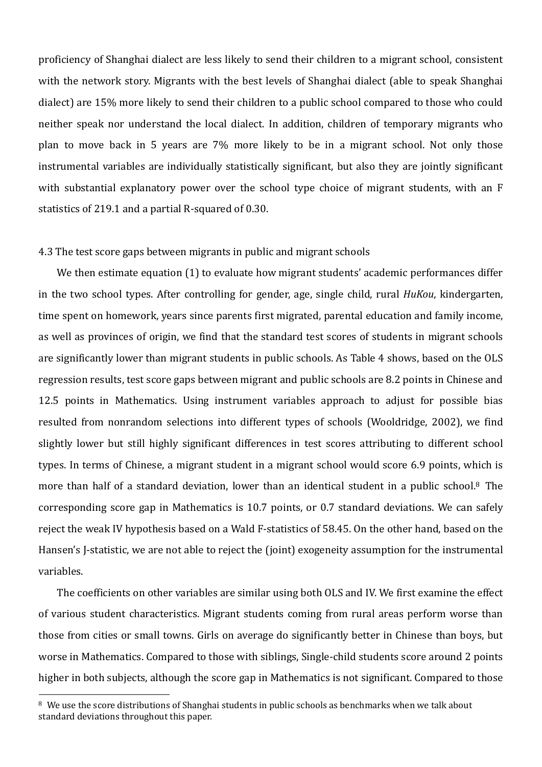proficiency of Shanghai dialect are less likely to send their children to a migrant school, consistent with the network story. Migrants with the best levels of Shanghai dialect (able to speak Shanghai dialect) are 15% more likely to send their children to a public school compared to those who could neither speak nor understand the local dialect. In addition, children of temporary migrants who plan to move back in 5 years are 7% more likely to be in a migrant school. Not only those instrumental variables are individually statistically significant, but also they are jointly significant with substantial explanatory power over the school type choice of migrant students, with an F statistics of 219.1 and a partial R-squared of 0.30.

### 4.3 The test score gaps between migrants in public and migrant schools

We then estimate equation (1) to evaluate how migrant students' academic performances differ in the two school types. After controlling for gender, age, single child, rural *HuKou*, kindergarten, time spent on homework, years since parents first migrated, parental education and family income, as well as provinces of origin, we find that the standard test scores of students in migrant schools are significantly lower than migrant students in public schools. As Table 4 shows, based on the OLS regression results, test score gaps between migrant and public schools are 8.2 points in Chinese and 12.5 points in Mathematics. Using instrument variables approach to adjust for possible bias resulted from nonrandom selections into different types of schools (Wooldridge, 2002), we find slightly lower but still highly significant differences in test scores attributing to different school types. In terms of Chinese, a migrant student in a migrant school would score 6.9 points, which is more than half of a standard deviation, lower than an identical student in a public school.[8] The corresponding score gap in Mathematics is 10.7 points, or 0.7 standard deviations. We can safely reject the weak IV hypothesis based on a Wald F-statistics of 58.45. On the other hand, based on the Hansen's J-statistic, we are not able to reject the (joint) exogeneity assumption for the instrumental variables.

The coefficients on other variables are similar using both OLS and IV. We first examine the effect of various student characteristics. Migrant students coming from rural areas perform worse than those from cities or small towns. Girls on average do significantly better in Chinese than boys, but worse in Mathematics. Compared to those with siblings, Single-child students score around 2 points higher in both subjects, although the score gap in Mathematics is not significant. Compared to those

---

[8] We use the score distributions of Shanghai students in public schools as benchmarks when we talk about standard deviations throughout this paper.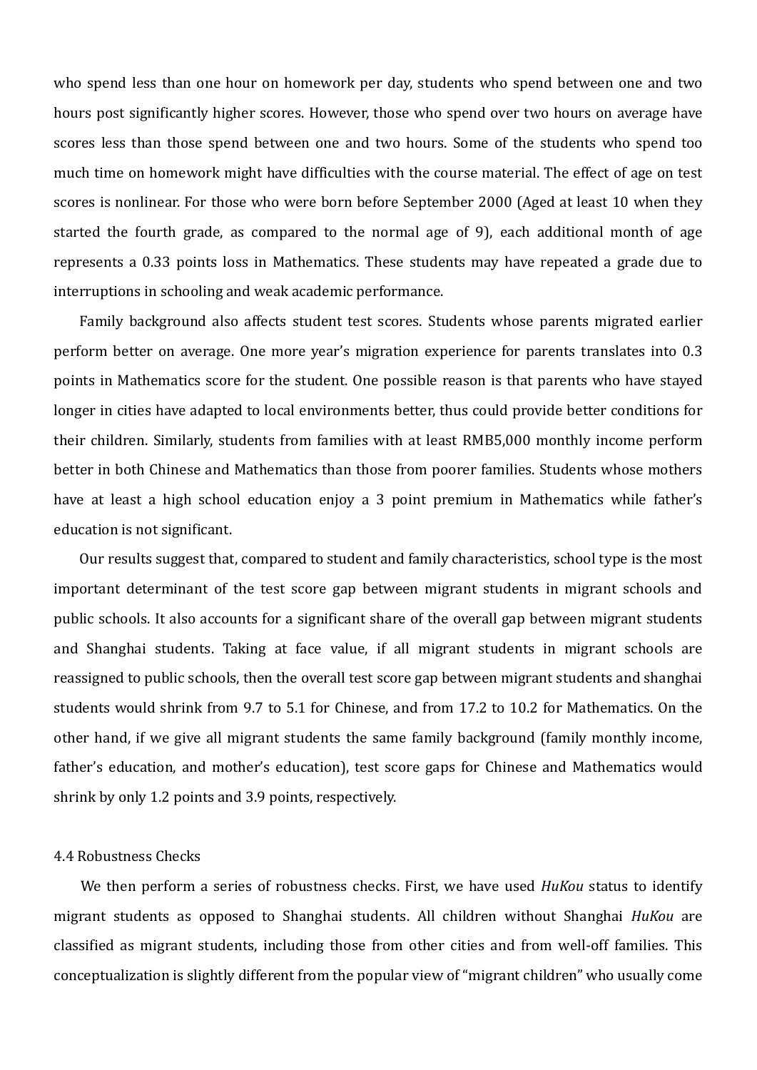who spend less than one hour on homework per day, students who spend between one and two hours post significantly higher scores. However, those who spend over two hours on average have scores less than those spend between one and two hours. Some of the students who spend too much time on homework might have difficulties with the course material. The effect of age on test scores is nonlinear. For those who were born before September 2000 (Aged at least 10 when they started the fourth grade, as compared to the normal age of 9), each additional month of age represents a 0.33 points loss in Mathematics. These students may have repeated a grade due to interruptions in schooling and weak academic performance.

Family background also affects student test scores. Students whose parents migrated earlier perform better on average. One more year's migration experience for parents translates into 0.3 points in Mathematics score for the student. One possible reason is that parents who have stayed longer in cities have adapted to local environments better, thus could provide better conditions for their children. Similarly, students from families with at least RMB5,000 monthly income perform better in both Chinese and Mathematics than those from poorer families. Students whose mothers have at least a high school education enjoy a 3 point premium in Mathematics while father's education is not significant.

Our results suggest that, compared to student and family characteristics, school type is the most important determinant of the test score gap between migrant students in migrant schools and public schools. It also accounts for a significant share of the overall gap between migrant students and Shanghai students. Taking at face value, if all migrant students in migrant schools are reassigned to public schools, then the overall test score gap between migrant students and shanghai students would shrink from 9.7 to 5.1 for Chinese, and from 17.2 to 10.2 for Mathematics. On the other hand, if we give all migrant students the same family background (family monthly income, father's education, and mother's education), test score gaps for Chinese and Mathematics would shrink by only 1.2 points and 3.9 points, respectively.

### 4.4 Robustness Checks

We then perform a series of robustness checks. First, we have used *HuKou* status to identify migrant students as opposed to Shanghai students. All children without Shanghai *HuKou* are classified as migrant students, including those from other cities and from well-off families. This conceptualization is slightly different from the popular view of "migrant children" who usually come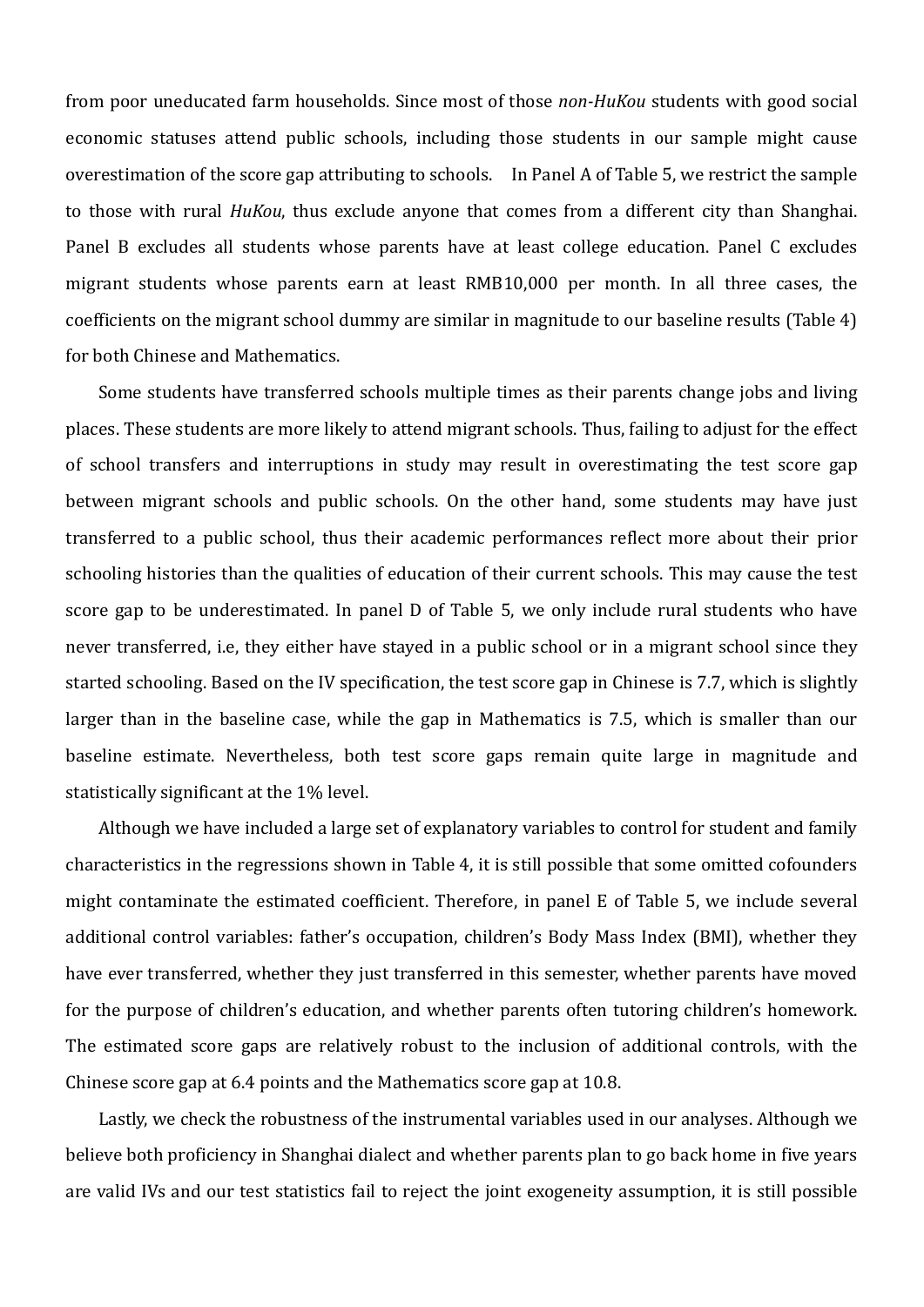from poor uneducated farm households. Since most of those *non-HuKou* students with good social economic statuses attend public schools, including those students in our sample might cause overestimation of the score gap attributing to schools. In Panel A of Table 5, we restrict the sample to those with rural *HuKou*, thus exclude anyone that comes from a different city than Shanghai. Panel B excludes all students whose parents have at least college education. Panel C excludes migrant students whose parents earn at least RMB10,000 per month. In all three cases, the coefficients on the migrant school dummy are similar in magnitude to our baseline results (Table 4) for both Chinese and Mathematics.

Some students have transferred schools multiple times as their parents change jobs and living places. These students are more likely to attend migrant schools. Thus, failing to adjust for the effect of school transfers and interruptions in study may result in overestimating the test score gap between migrant schools and public schools. On the other hand, some students may have just transferred to a public school, thus their academic performances reflect more about their prior schooling histories than the qualities of education of their current schools. This may cause the test score gap to be underestimated. In panel D of Table 5, we only include rural students who have never transferred, i.e, they either have stayed in a public school or in a migrant school since they started schooling. Based on the IV specification, the test score gap in Chinese is 7.7, which is slightly larger than in the baseline case, while the gap in Mathematics is 7.5, which is smaller than our baseline estimate. Nevertheless, both test score gaps remain quite large in magnitude and statistically significant at the 1% level.

Although we have included a large set of explanatory variables to control for student and family characteristics in the regressions shown in Table 4, it is still possible that some omitted cofounders might contaminate the estimated coefficient. Therefore, in panel E of Table 5, we include several additional control variables: father's occupation, children's Body Mass Index (BMI), whether they have ever transferred, whether they just transferred in this semester, whether parents have moved for the purpose of children's education, and whether parents often tutoring children's homework. The estimated score gaps are relatively robust to the inclusion of additional controls, with the Chinese score gap at 6.4 points and the Mathematics score gap at 10.8.

Lastly, we check the robustness of the instrumental variables used in our analyses. Although we believe both proficiency in Shanghai dialect and whether parents plan to go back home in five years are valid IVs and our test statistics fail to reject the joint exogeneity assumption, it is still possible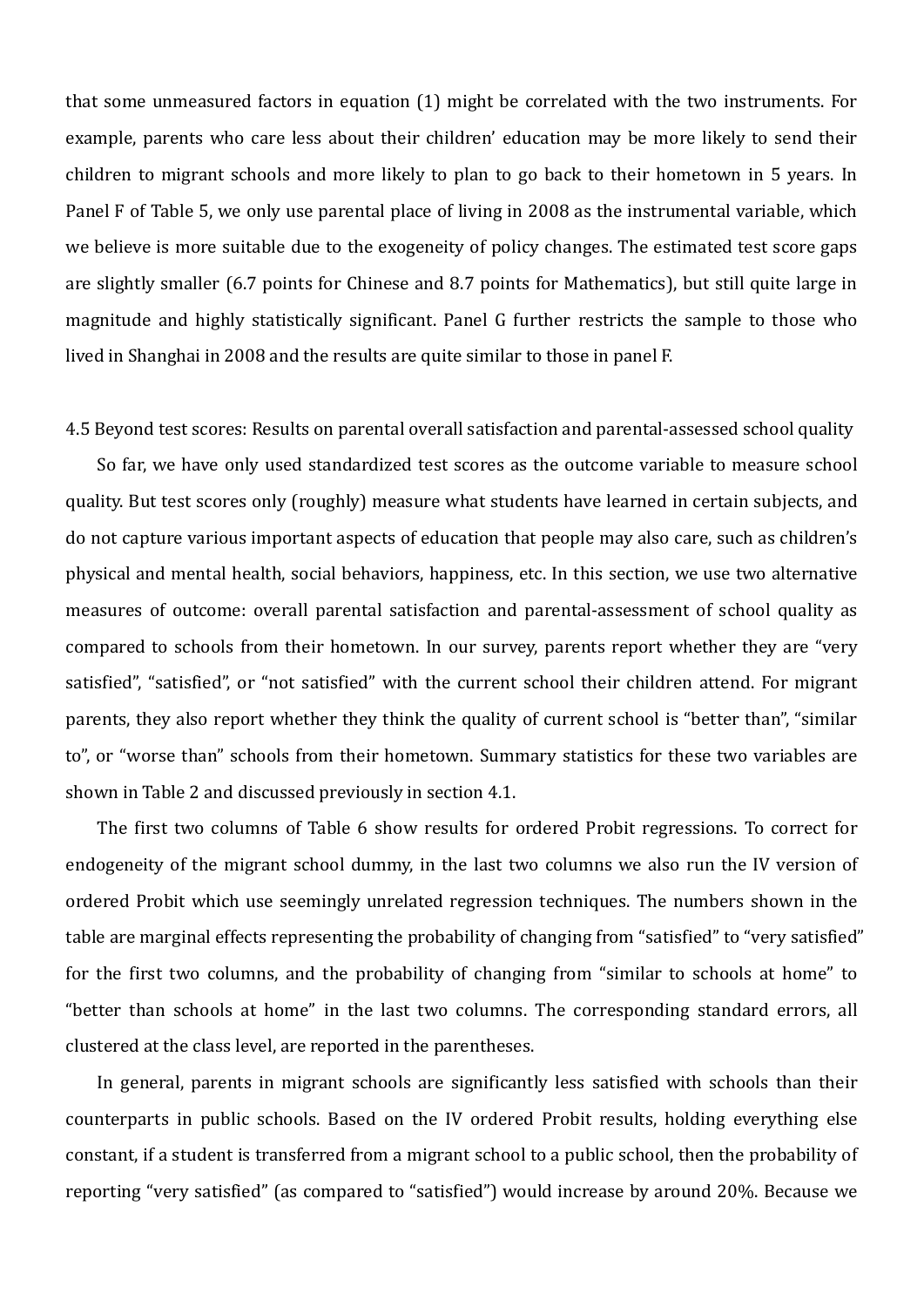that some unmeasured factors in equation (1) might be correlated with the two instruments. For example, parents who care less about their children' education may be more likely to send their children to migrant schools and more likely to plan to go back to their hometown in 5 years. In Panel F of Table 5, we only use parental place of living in 2008 as the instrumental variable, which we believe is more suitable due to the exogeneity of policy changes. The estimated test score gaps are slightly smaller (6.7 points for Chinese and 8.7 points for Mathematics), but still quite large in magnitude and highly statistically significant. Panel G further restricts the sample to those who lived in Shanghai in 2008 and the results are quite similar to those in panel F.

### 4.5 Beyond test scores: Results on parental overall satisfaction and parental-assessed school quality

So far, we have only used standardized test scores as the outcome variable to measure school quality. But test scores only (roughly) measure what students have learned in certain subjects, and do not capture various important aspects of education that people may also care, such as children's physical and mental health, social behaviors, happiness, etc. In this section, we use two alternative measures of outcome: overall parental satisfaction and parental-assessment of school quality as compared to schools from their hometown. In our survey, parents report whether they are "very satisfied", "satisfied", or "not satisfied" with the current school their children attend. For migrant parents, they also report whether they think the quality of current school is "better than", "similar to", or "worse than" schools from their hometown. Summary statistics for these two variables are shown in Table 2 and discussed previously in section 4.1.

The first two columns of Table 6 show results for ordered Probit regressions. To correct for endogeneity of the migrant school dummy, in the last two columns we also run the IV version of ordered Probit which use seemingly unrelated regression techniques. The numbers shown in the table are marginal effects representing the probability of changing from "satisfied" to "very satisfied" for the first two columns, and the probability of changing from "similar to schools at home" to "better than schools at home" in the last two columns. The corresponding standard errors, all clustered at the class level, are reported in the parentheses.

In general, parents in migrant schools are significantly less satisfied with schools than their counterparts in public schools. Based on the IV ordered Probit results, holding everything else constant, if a student is transferred from a migrant school to a public school, then the probability of reporting "very satisfied" (as compared to "satisfied") would increase by around 20%. Because we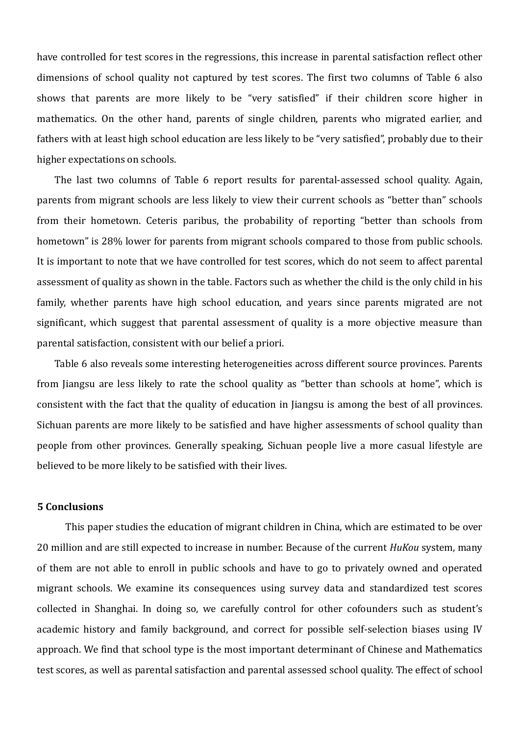have controlled for test scores in the regressions, this increase in parental satisfaction reflect other dimensions of school quality not captured by test scores. The first two columns of Table 6 also shows that parents are more likely to be "very satisfied" if their children score higher in mathematics. On the other hand, parents of single children, parents who migrated earlier, and fathers with at least high school education are less likely to be "very satisfied", probably due to their higher expectations on schools.

The last two columns of Table 6 report results for parental-assessed school quality. Again, parents from migrant schools are less likely to view their current schools as "better than" schools from their hometown. Ceteris paribus, the probability of reporting "better than schools from hometown" is 28% lower for parents from migrant schools compared to those from public schools. It is important to note that we have controlled for test scores, which do not seem to affect parental assessment of quality as shown in the table. Factors such as whether the child is the only child in his family, whether parents have high school education, and years since parents migrated are not significant, which suggest that parental assessment of quality is a more objective measure than parental satisfaction, consistent with our belief a priori.

Table 6 also reveals some interesting heterogeneities across different source provinces. Parents from Jiangsu are less likely to rate the school quality as "better than schools at home", which is consistent with the fact that the quality of education in Jiangsu is among the best of all provinces. Sichuan parents are more likely to be satisfied and have higher assessments of school quality than people from other provinces. Generally speaking, Sichuan people live a more casual lifestyle are believed to be more likely to be satisfied with their lives.

## 5 Conclusions

This paper studies the education of migrant children in China, which are estimated to be over 20 million and are still expected to increase in number. Because of the current *HuKou* system, many of them are not able to enroll in public schools and have to go to privately owned and operated migrant schools. We examine its consequences using survey data and standardized test scores collected in Shanghai. In doing so, we carefully control for other cofounders such as student's academic history and family background, and correct for possible self-selection biases using IV approach. We find that school type is the most important determinant of Chinese and Mathematics test scores, as well as parental satisfaction and parental assessed school quality. The effect of school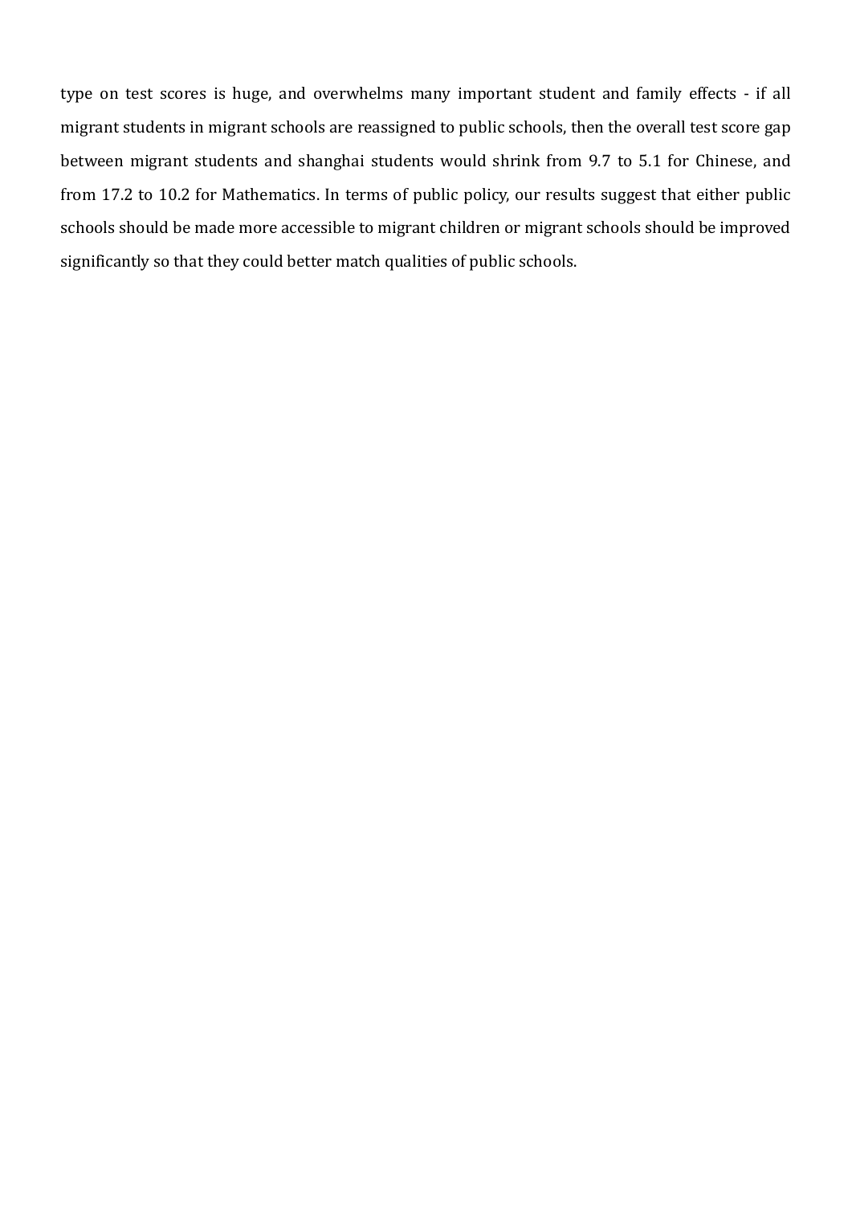type on test scores is huge, and overwhelms many important student and family effects - if all migrant students in migrant schools are reassigned to public schools, then the overall test score gap between migrant students and shanghai students would shrink from 9.7 to 5.1 for Chinese, and from 17.2 to 10.2 for Mathematics. In terms of public policy, our results suggest that either public schools should be made more accessible to migrant children or migrant schools should be improved significantly so that they could better match qualities of public schools.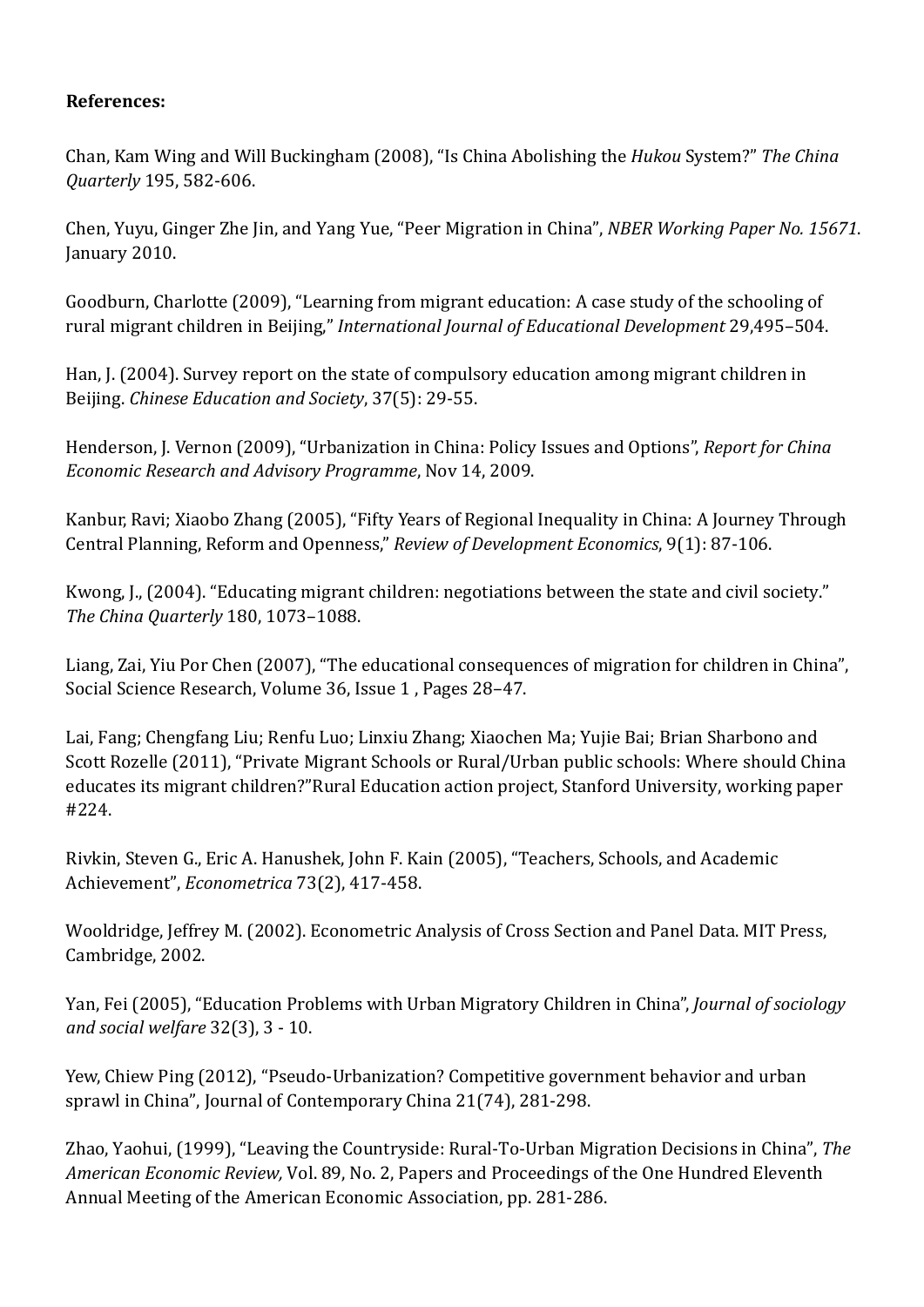**References:**

Chan, Kam Wing and Will Buckingham (2008), "Is China Abolishing the *Hukou* System?" *The China Quarterly* 195, 582-606.

Chen, Yuyu, Ginger Zhe Jin, and Yang Yue, "Peer Migration in China", *NBER Working Paper No. 15671*. January 2010.

Goodburn, Charlotte (2009), "Learning from migrant education: A case study of the schooling of rural migrant children in Beijing," *International Journal of Educational Development* 29,495–504.

Han, J. (2004). Survey report on the state of compulsory education among migrant children in Beijing. *Chinese Education and Society*, 37(5): 29-55.

Henderson, J. Vernon (2009), "Urbanization in China: Policy Issues and Options", *Report for China Economic Research and Advisory Programme*, Nov 14, 2009.

Kanbur, Ravi; Xiaobo Zhang (2005), "Fifty Years of Regional Inequality in China: A Journey Through Central Planning, Reform and Openness," *Review of Development Economics*, 9(1): 87-106.

Kwong, J., (2004). "Educating migrant children: negotiations between the state and civil society." *The China Quarterly* 180, 1073–1088.

Liang, Zai, Yiu Por Chen (2007), "The educational consequences of migration for children in China", Social Science Research, Volume 36, Issue 1 , Pages 28–47.

Lai, Fang; Chengfang Liu; Renfu Luo; Linxiu Zhang; Xiaochen Ma; Yujie Bai; Brian Sharbono and Scott Rozelle (2011), "Private Migrant Schools or Rural/Urban public schools: Where should China educates its migrant children?"Rural Education action project, Stanford University, working paper #224.

Rivkin, Steven G., Eric A. Hanushek, John F. Kain (2005), "Teachers, Schools, and Academic Achievement", *Econometrica* 73(2), 417-458.

Wooldridge, Jeffrey M. (2002). Econometric Analysis of Cross Section and Panel Data. MIT Press, Cambridge, 2002.

Yan, Fei (2005), "Education Problems with Urban Migratory Children in China", *Journal of sociology and social welfare* 32(3), 3 - 10.

Yew, Chiew Ping (2012), "Pseudo-Urbanization? Competitive government behavior and urban sprawl in China", Journal of Contemporary China 21(74), 281-298.

Zhao, Yaohui, (1999), "Leaving the Countryside: Rural-To-Urban Migration Decisions in China", *The American Economic Review,* Vol. 89, No. 2, Papers and Proceedings of the One Hundred Eleventh Annual Meeting of the American Economic Association, pp. 281-286.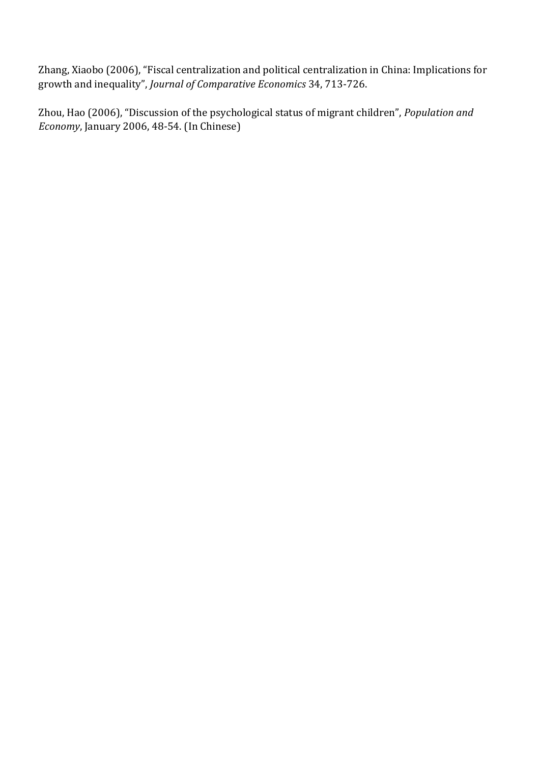Zhang, Xiaobo (2006), “Fiscal centralization and political centralization in China: Implications for growth and inequality”, *Journal of Comparative Economics* 34, 713-726.

Zhou, Hao (2006), “Discussion of the psychological status of migrant children”, *Population and Economy*, January 2006, 48-54. (In Chinese)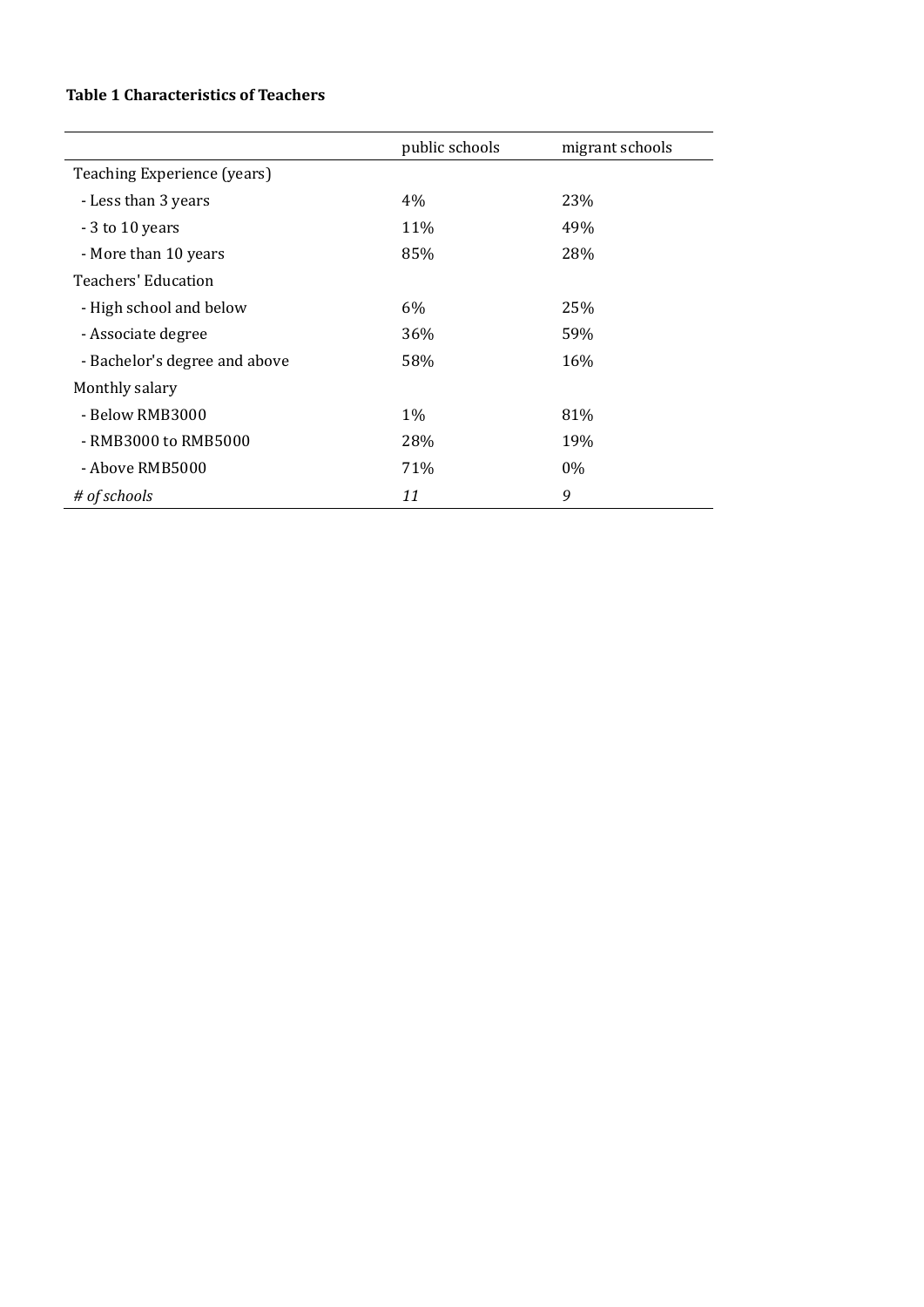**Table 1 Characteristics of Teachers**

| | public schools | migrant schools |
|---|---|---|
| Teaching Experience (years) | | |
| - Less than 3 years | 4% | 23% |
| - 3 to 10 years | 11% | 49% |
| - More than 10 years | 85% | 28% |
| Teachers' Education | | |
| - High school and below | 6% | 25% |
| - Associate degree | 36% | 59% |
| - Bachelor's degree and above | 58% | 16% |
| Monthly salary | | |
| - Below RMB3000 | 1% | 81% |
| - RMB3000 to RMB5000 | 28% | 19% |
| - Above RMB5000 | 71% | 0% |
| *# of schools* | *11* | *9* |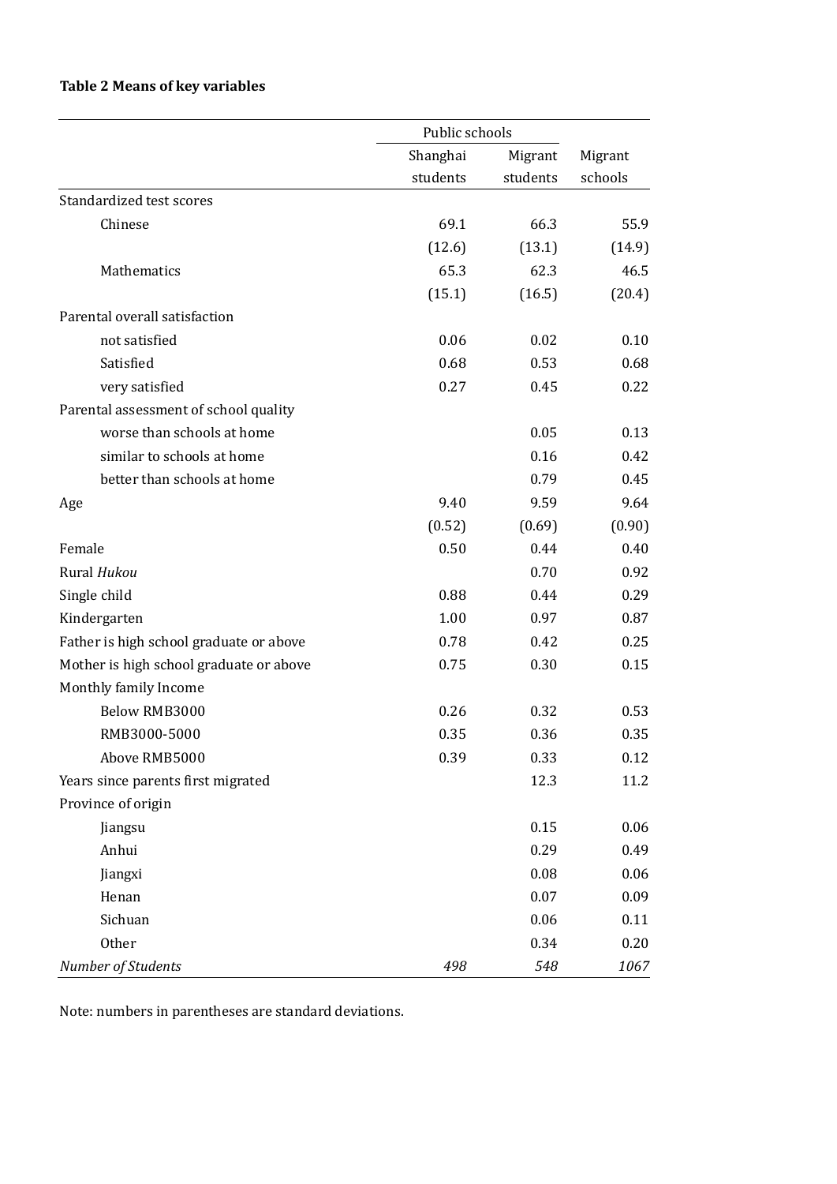**Table 2 Means of key variables**

| | Public schools | | |
|---|---|---|---|
| | Shanghai students | Migrant students | Migrant schools |
| Standardized test scores | | | |
| Chinese | 69.1 | 66.3 | 55.9 |
| | (12.6) | (13.1) | (14.9) |
| Mathematics | 65.3 | 62.3 | 46.5 |
| | (15.1) | (16.5) | (20.4) |
| Parental overall satisfaction | | | |
| not satisfied | 0.06 | 0.02 | 0.10 |
| Satisfied | 0.68 | 0.53 | 0.68 |
| very satisfied | 0.27 | 0.45 | 0.22 |
| Parental assessment of school quality | | | |
| worse than schools at home | | 0.05 | 0.13 |
| similar to schools at home | | 0.16 | 0.42 |
| better than schools at home | | 0.79 | 0.45 |
| Age | 9.40 | 9.59 | 9.64 |
| | (0.52) | (0.69) | (0.90) |
| Female | 0.50 | 0.44 | 0.40 |
| Rural *Hukou* | | 0.70 | 0.92 |
| Single child | 0.88 | 0.44 | 0.29 |
| Kindergarten | 1.00 | 0.97 | 0.87 |
| Father is high school graduate or above | 0.78 | 0.42 | 0.25 |
| Mother is high school graduate or above | 0.75 | 0.30 | 0.15 |
| Monthly family Income | | | |
| Below RMB3000 | 0.26 | 0.32 | 0.53 |
| RMB3000-5000 | 0.35 | 0.36 | 0.35 |
| Above RMB5000 | 0.39 | 0.33 | 0.12 |
| Years since parents first migrated | | 12.3 | 11.2 |
| Province of origin | | | |
| Jiangsu | | 0.15 | 0.06 |
| Anhui | | 0.29 | 0.49 |
| Jiangxi | | 0.08 | 0.06 |
| Henan | | 0.07 | 0.09 |
| Sichuan | | 0.06 | 0.11 |
| Other | | 0.34 | 0.20 |
| *Number of Students* | *498* | *548* | *1067* |

Note: numbers in parentheses are standard deviations.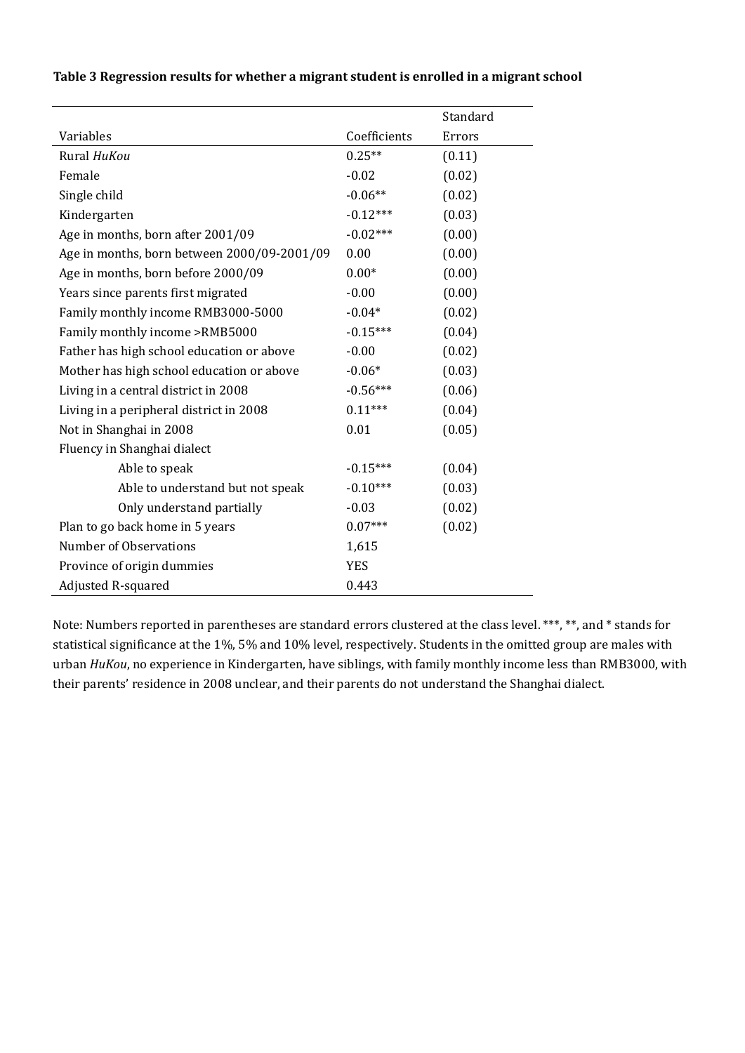**Table 3 Regression results for whether a migrant student is enrolled in a migrant school**

| Variables | Coefficients | Standard Errors |
|---|---|---|
| Rural *HuKou* | 0.25** | (0.11) |
| Female | -0.02 | (0.02) |
| Single child | -0.06** | (0.02) |
| Kindergarten | -0.12*** | (0.03) |
| Age in months, born after 2001/09 | -0.02*** | (0.00) |
| Age in months, born between 2000/09-2001/09 | 0.00 | (0.00) |
| Age in months, born before 2000/09 | 0.00* | (0.00) |
| Years since parents first migrated | -0.00 | (0.00) |
| Family monthly income RMB3000-5000 | -0.04* | (0.02) |
| Family monthly income >RMB5000 | -0.15*** | (0.04) |
| Father has high school education or above | -0.00 | (0.02) |
| Mother has high school education or above | -0.06* | (0.03) |
| Living in a central district in 2008 | -0.56*** | (0.06) |
| Living in a peripheral district in 2008 | 0.11*** | (0.04) |
| Not in Shanghai in 2008 | 0.01 | (0.05) |
| Fluency in Shanghai dialect | | |
| Able to speak | -0.15*** | (0.04) |
| Able to understand but not speak | -0.10*** | (0.03) |
| Only understand partially | -0.03 | (0.02) |
| Plan to go back home in 5 years | 0.07*** | (0.02) |
| Number of Observations | 1,615 | |
| Province of origin dummies | YES | |
| Adjusted R-squared | 0.443 | |

Note: Numbers reported in parentheses are standard errors clustered at the class level. ***, **, and * stands for statistical significance at the 1%, 5% and 10% level, respectively. Students in the omitted group are males with urban *HuKou*, no experience in Kindergarten, have siblings, with family monthly income less than RMB3000, with their parents' residence in 2008 unclear, and their parents do not understand the Shanghai dialect.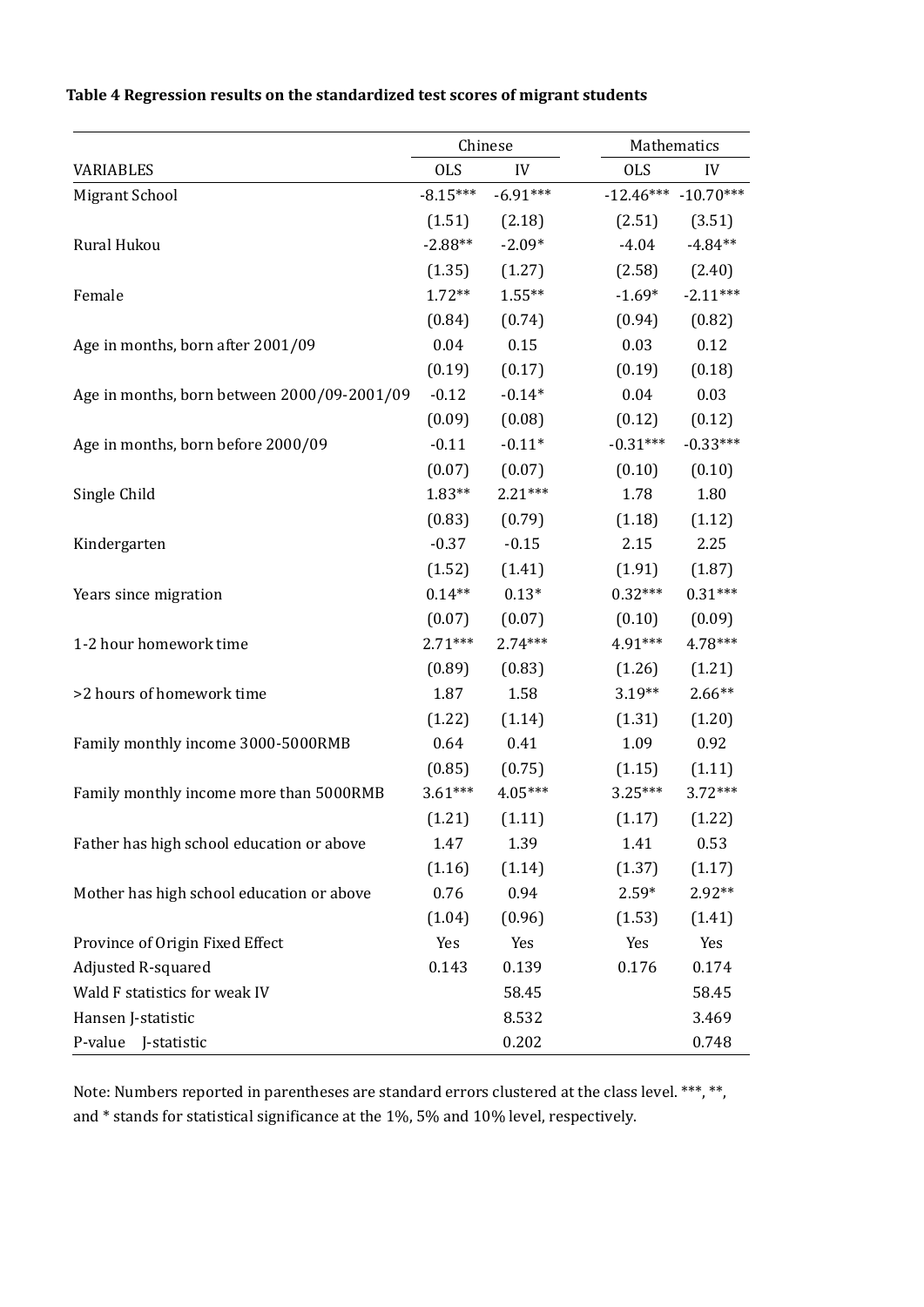**Table 4 Regression results on the standardized test scores of migrant students**

| | Chinese | | Mathematics | |
|---|---|---|---|---|
| VARIABLES | OLS | IV | OLS | IV |
| Migrant School | -8.15*** | -6.91*** | -12.46*** | -10.70*** |
| | (1.51) | (2.18) | (2.51) | (3.51) |
| Rural Hukou | -2.88** | -2.09* | -4.04 | -4.84** |
| | (1.35) | (1.27) | (2.58) | (2.40) |
| Female | 1.72** | 1.55** | -1.69* | -2.11*** |
| | (0.84) | (0.74) | (0.94) | (0.82) |
| Age in months, born after 2001/09 | 0.04 | 0.15 | 0.03 | 0.12 |
| | (0.19) | (0.17) | (0.19) | (0.18) |
| Age in months, born between 2000/09-2001/09 | -0.12 | -0.14* | 0.04 | 0.03 |
| | (0.09) | (0.08) | (0.12) | (0.12) |
| Age in months, born before 2000/09 | -0.11 | -0.11* | -0.31*** | -0.33*** |
| | (0.07) | (0.07) | (0.10) | (0.10) |
| Single Child | 1.83** | 2.21*** | 1.78 | 1.80 |
| | (0.83) | (0.79) | (1.18) | (1.12) |
| Kindergarten | -0.37 | -0.15 | 2.15 | 2.25 |
| | (1.52) | (1.41) | (1.91) | (1.87) |
| Years since migration | 0.14** | 0.13* | 0.32*** | 0.31*** |
| | (0.07) | (0.07) | (0.10) | (0.09) |
| 1-2 hour homework time | 2.71*** | 2.74*** | 4.91*** | 4.78*** |
| | (0.89) | (0.83) | (1.26) | (1.21) |
| >2 hours of homework time | 1.87 | 1.58 | 3.19** | 2.66** |
| | (1.22) | (1.14) | (1.31) | (1.20) |
| Family monthly income 3000-5000RMB | 0.64 | 0.41 | 1.09 | 0.92 |
| | (0.85) | (0.75) | (1.15) | (1.11) |
| Family monthly income more than 5000RMB | 3.61*** | 4.05*** | 3.25*** | 3.72*** |
| | (1.21) | (1.11) | (1.17) | (1.22) |
| Father has high school education or above | 1.47 | 1.39 | 1.41 | 0.53 |
| | (1.16) | (1.14) | (1.37) | (1.17) |
| Mother has high school education or above | 0.76 | 0.94 | 2.59* | 2.92** |
| | (1.04) | (0.96) | (1.53) | (1.41) |
| Province of Origin Fixed Effect | Yes | Yes | Yes | Yes |
| Adjusted R-squared | 0.143 | 0.139 | 0.176 | 0.174 |
| Wald F statistics for weak IV | | 58.45 | | 58.45 |
| Hansen J-statistic | | 8.532 | | 3.469 |
| P-value J-statistic | | 0.202 | | 0.748 |

Note: Numbers reported in parentheses are standard errors clustered at the class level. ***, **, and * stands for statistical significance at the 1%, 5% and 10% level, respectively.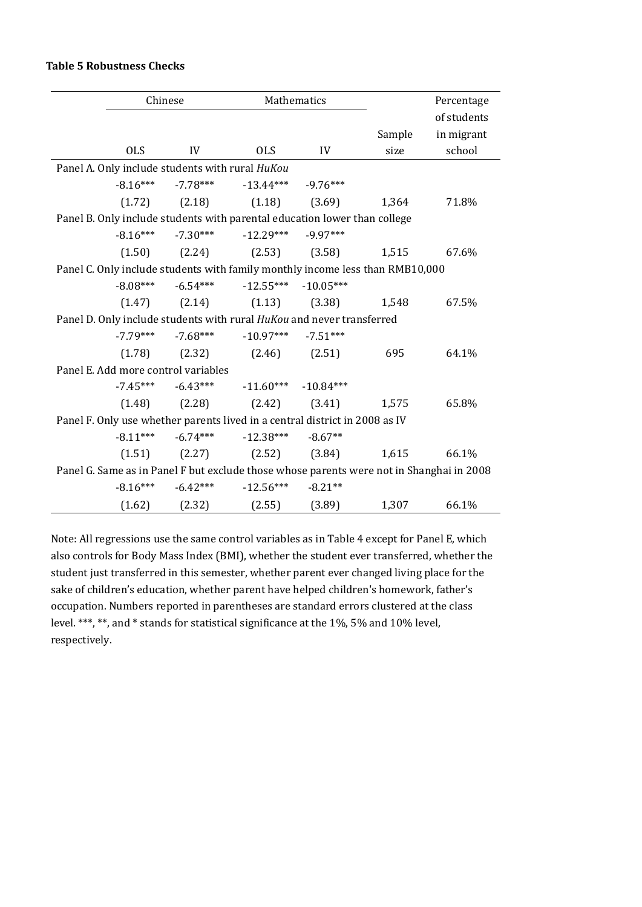**Table 5 Robustness Checks**

| | Chinese | | Mathematics | | | Percentage of students |
|---|---|---|---|---|---|---|
| | OLS | IV | OLS | IV | Sample size | in migrant school |
| Panel A. Only include students with rural *HuKou* | | | | | | |
| | -8.16*** | -7.78*** | -13.44*** | -9.76*** | | |
| | (1.72) | (2.18) | (1.18) | (3.69) | 1,364 | 71.8% |
| Panel B. Only include students with parental education lower than college | | | | | | |
| | -8.16*** | -7.30*** | -12.29*** | -9.97*** | | |
| | (1.50) | (2.24) | (2.53) | (3.58) | 1,515 | 67.6% |
| Panel C. Only include students with family monthly income less than RMB10,000 | | | | | | |
| | -8.08*** | -6.54*** | -12.55*** | -10.05*** | | |
| | (1.47) | (2.14) | (1.13) | (3.38) | 1,548 | 67.5% |
| Panel D. Only include students with rural *HuKou* and never transferred | | | | | | |
| | -7.79*** | -7.68*** | -10.97*** | -7.51*** | | |
| | (1.78) | (2.32) | (2.46) | (2.51) | 695 | 64.1% |
| Panel E. Add more control variables | | | | | | |
| | -7.45*** | -6.43*** | -11.60*** | -10.84*** | | |
| | (1.48) | (2.28) | (2.42) | (3.41) | 1,575 | 65.8% |
| Panel F. Only use whether parents lived in a central district in 2008 as IV | | | | | | |
| | -8.11*** | -6.74*** | -12.38*** | -8.67** | | |
| | (1.51) | (2.27) | (2.52) | (3.84) | 1,615 | 66.1% |
| Panel G. Same as in Panel F but exclude those whose parents were not in Shanghai in 2008 | | | | | | |
| | -8.16*** | -6.42*** | -12.56*** | -8.21** | | |
| | (1.62) | (2.32) | (2.55) | (3.89) | 1,307 | 66.1% |

Note: All regressions use the same control variables as in Table 4 except for Panel E, which also controls for Body Mass Index (BMI), whether the student ever transferred, whether the student just transferred in this semester, whether parent ever changed living place for the sake of children's education, whether parent have helped children's homework, father's occupation. Numbers reported in parentheses are standard errors clustered at the class level. ***, **, and * stands for statistical significance at the 1%, 5% and 10% level, respectively.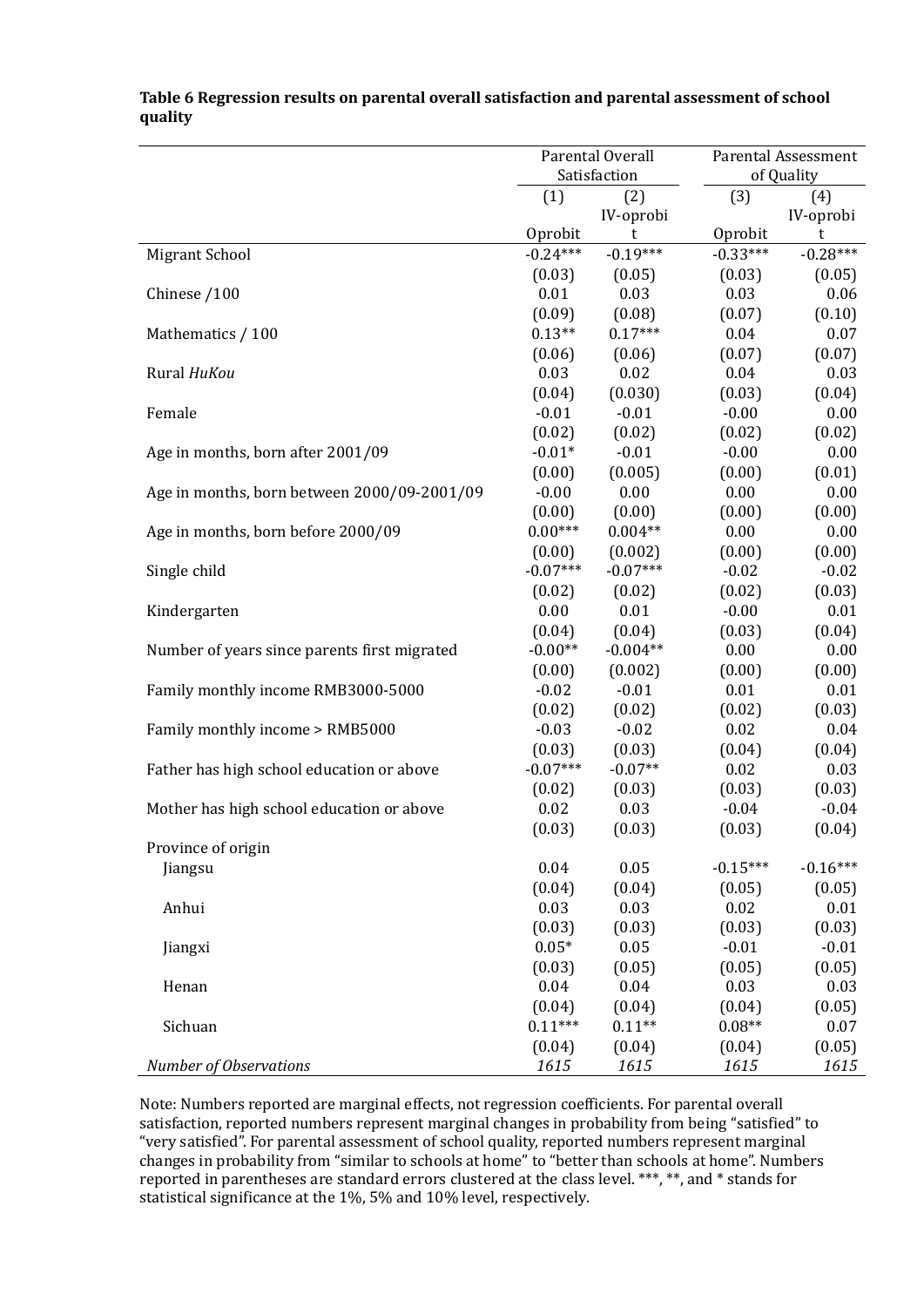**Table 6 Regression results on parental overall satisfaction and parental assessment of school quality**

| | Parental Overall Satisfaction | | Parental Assessment of Quality | |
|---|---|---|---|---|
| | (1) | (2) | (3) | (4) |
| | Oprobit | IV-oprobit | Oprobit | IV-oprobit |
| Migrant School | -0.24*** | -0.19*** | -0.33*** | -0.28*** |
| | (0.03) | (0.05) | (0.03) | (0.05) |
| Chinese /100 | 0.01 | 0.03 | 0.03 | 0.06 |
| | (0.09) | (0.08) | (0.07) | (0.10) |
| Mathematics / 100 | 0.13** | 0.17*** | 0.04 | 0.07 |
| | (0.06) | (0.06) | (0.07) | (0.07) |
| Rural *HuKou* | 0.03 | 0.02 | 0.04 | 0.03 |
| | (0.04) | (0.030) | (0.03) | (0.04) |
| Female | -0.01 | -0.01 | -0.00 | 0.00 |
| | (0.02) | (0.02) | (0.02) | (0.02) |
| Age in months, born after 2001/09 | -0.01* | -0.01 | -0.00 | 0.00 |
| | (0.00) | (0.005) | (0.00) | (0.01) |
| Age in months, born between 2000/09-2001/09 | -0.00 | 0.00 | 0.00 | 0.00 |
| | (0.00) | (0.00) | (0.00) | (0.00) |
| Age in months, born before 2000/09 | 0.00*** | 0.004** | 0.00 | 0.00 |
| | (0.00) | (0.002) | (0.00) | (0.00) |
| Single child | -0.07*** | -0.07*** | -0.02 | -0.02 |
| | (0.02) | (0.02) | (0.02) | (0.03) |
| Kindergarten | 0.00 | 0.01 | -0.00 | 0.01 |
| | (0.04) | (0.04) | (0.03) | (0.04) |
| Number of years since parents first migrated | -0.00** | -0.004** | 0.00 | 0.00 |
| | (0.00) | (0.002) | (0.00) | (0.00) |
| Family monthly income RMB3000-5000 | -0.02 | -0.01 | 0.01 | 0.01 |
| | (0.02) | (0.02) | (0.02) | (0.03) |
| Family monthly income > RMB5000 | -0.03 | -0.02 | 0.02 | 0.04 |
| | (0.03) | (0.03) | (0.04) | (0.04) |
| Father has high school education or above | -0.07*** | -0.07** | 0.02 | 0.03 |
| | (0.02) | (0.03) | (0.03) | (0.03) |
| Mother has high school education or above | 0.02 | 0.03 | -0.04 | -0.04 |
| | (0.03) | (0.03) | (0.03) | (0.04) |
| Province of origin | | | | |
| Jiangsu | 0.04 | 0.05 | -0.15*** | -0.16*** |
| | (0.04) | (0.04) | (0.05) | (0.05) |
| Anhui | 0.03 | 0.03 | 0.02 | 0.01 |
| | (0.03) | (0.03) | (0.03) | (0.03) |
| Jiangxi | 0.05* | 0.05 | -0.01 | -0.01 |
| | (0.03) | (0.05) | (0.05) | (0.05) |
| Henan | 0.04 | 0.04 | 0.03 | 0.03 |
| | (0.04) | (0.04) | (0.04) | (0.05) |
| Sichuan | 0.11*** | 0.11** | 0.08** | 0.07 |
| | (0.04) | (0.04) | (0.04) | (0.05) |
| *Number of Observations* | *1615* | *1615* | *1615* | *1615* |

Note: Numbers reported are marginal effects, not regression coefficients. For parental overall satisfaction, reported numbers represent marginal changes in probability from being "satisfied" to "very satisfied". For parental assessment of school quality, reported numbers represent marginal changes in probability from "similar to schools at home" to "better than schools at home". Numbers reported in parentheses are standard errors clustered at the class level. ***, **, and * stands for statistical significance at the 1%, 5% and 10% level, respectively.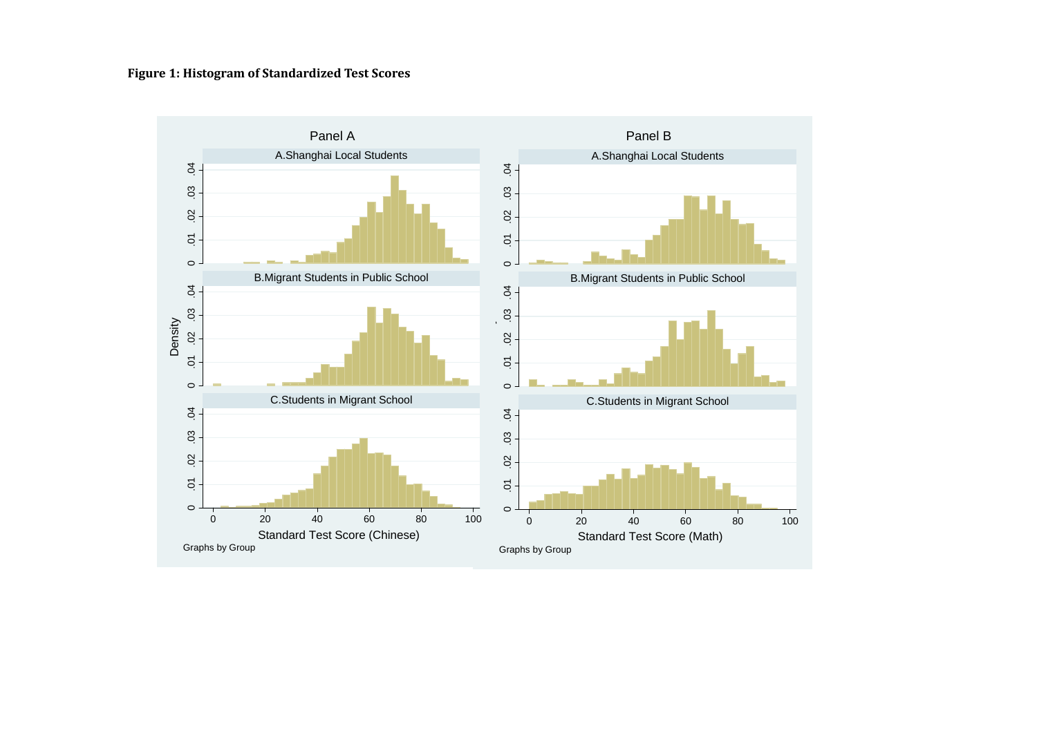**Figure 1: Histogram of Standardized Test Scores**

Panel A

A.Shanghai Local Students

B.Migrant Students in Public School

C.Students in Migrant School

Density

0 .01 .02 .03 .04

0 20 40 60 80 100

Standard Test Score (Chinese)

Graphs by Group

Panel B

A.Shanghai Local Students

B.Migrant Students in Public School

C.Students in Migrant School

0 .01 .02 .03 .04

0 20 40 60 80 100

Standard Test Score (Math)

Graphs by Group